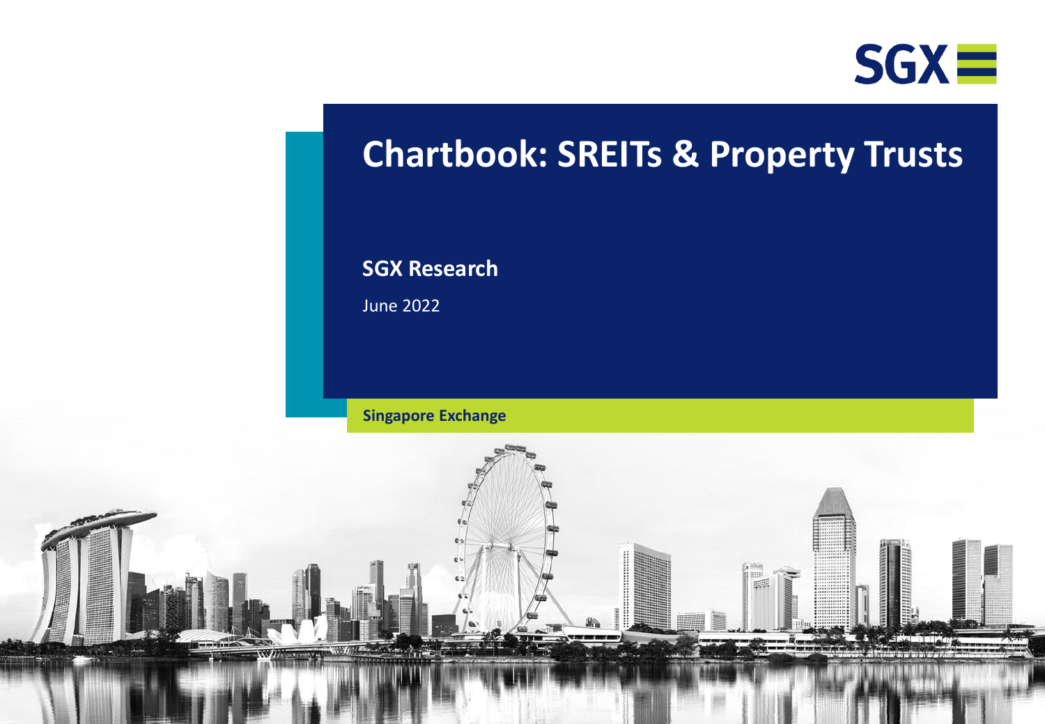SGX

# Chartbook: SREITs & Property Trusts

**SGX Research**

June 2022

**Singapore Exchange**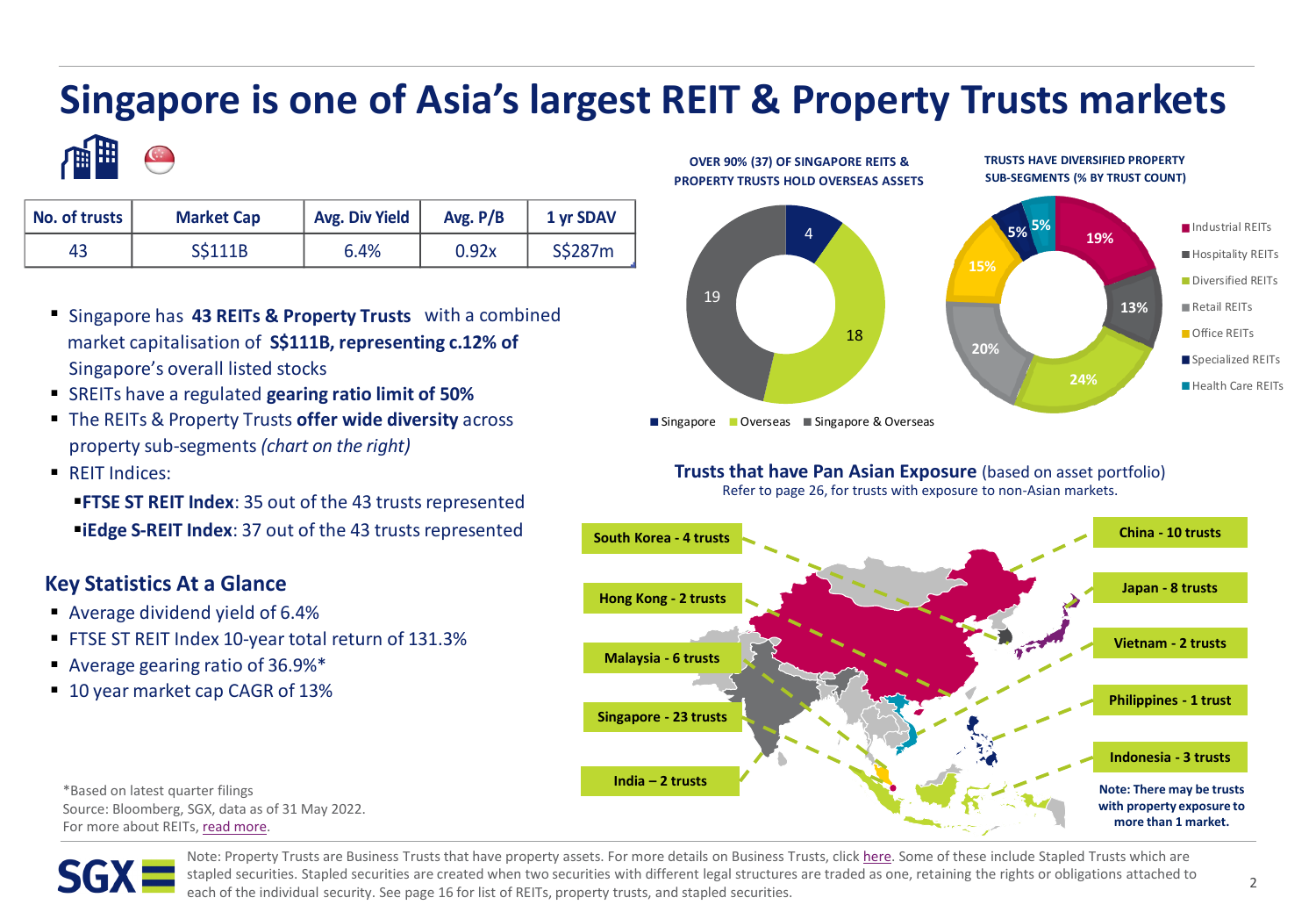# Singapore is one of Asia's largest REIT & Property Trusts markets

| No. of trusts | Market Cap | Avg. Div Yield | Avg. P/B | 1 yr SDAV |
|---|---|---|---|---|
| 43 | S$111B | 6.4% | 0.92x | S$287m |

- Singapore has **43 REITs & Property Trusts** with a combined market capitalisation of **S$111B, representing c.12% of** Singapore's overall listed stocks
- SREITs have a regulated **gearing ratio limit of 50%**
- The REITs & Property Trusts **offer wide diversity** across property sub-segments *(chart on the right)*
- REIT Indices:
  - **FTSE ST REIT Index**: 35 out of the 43 trusts represented
  - **iEdge S-REIT Index**: 37 out of the 43 trusts represented

## Key Statistics At a Glance

- Average dividend yield of 6.4%
- FTSE ST REIT Index 10-year total return of 131.3%
- Average gearing ratio of 36.9%*
- 10 year market cap CAGR of 13%

**OVER 90% (37) OF SINGAPORE REITS & PROPERTY TRUSTS HOLD OVERSEAS ASSETS**

| Holdings | No. of trusts |
|---|---|
| Singapore | 4 |
| Overseas | 18 |
| Singapore & Overseas | 19 |

**TRUSTS HAVE DIVERSIFIED PROPERTY SUB-SEGMENTS (% BY TRUST COUNT)**

| Sub-segment | % |
|---|---|
| Industrial REITs | 19% |
| Hospitality REITs | 13% |
| Diversified REITs | 24% |
| Retail REITs | 20% |
| Office REITs | 15% |
| Specialized REITs | 5% |
| Health Care REITs | 5% |

**Trusts that have Pan Asian Exposure** (based on asset portfolio)
Refer to page 26, for trusts with exposure to non-Asian markets.

- South Korea - 4 trusts
- Hong Kong - 2 trusts
- Malaysia - 6 trusts
- Singapore - 23 trusts
- India – 2 trusts
- China - 10 trusts
- Japan - 8 trusts
- Vietnam - 2 trusts
- Philippines - 1 trust
- Indonesia - 3 trusts

**Note: There may be trusts with property exposure to more than 1 market.**

*Based on latest quarter filings
Source: Bloomberg, SGX, data as of 31 May 2022.
For more about REITs, read more.

Note: Property Trusts are Business Trusts that have property assets. For more details on Business Trusts, click here. Some of these include Stapled Trusts which are stapled securities. Stapled securities are created when two securities with different legal structures are traded as one, retaining the rights or obligations attached to each of the individual security. See page 16 for list of REITs, property trusts, and stapled securities.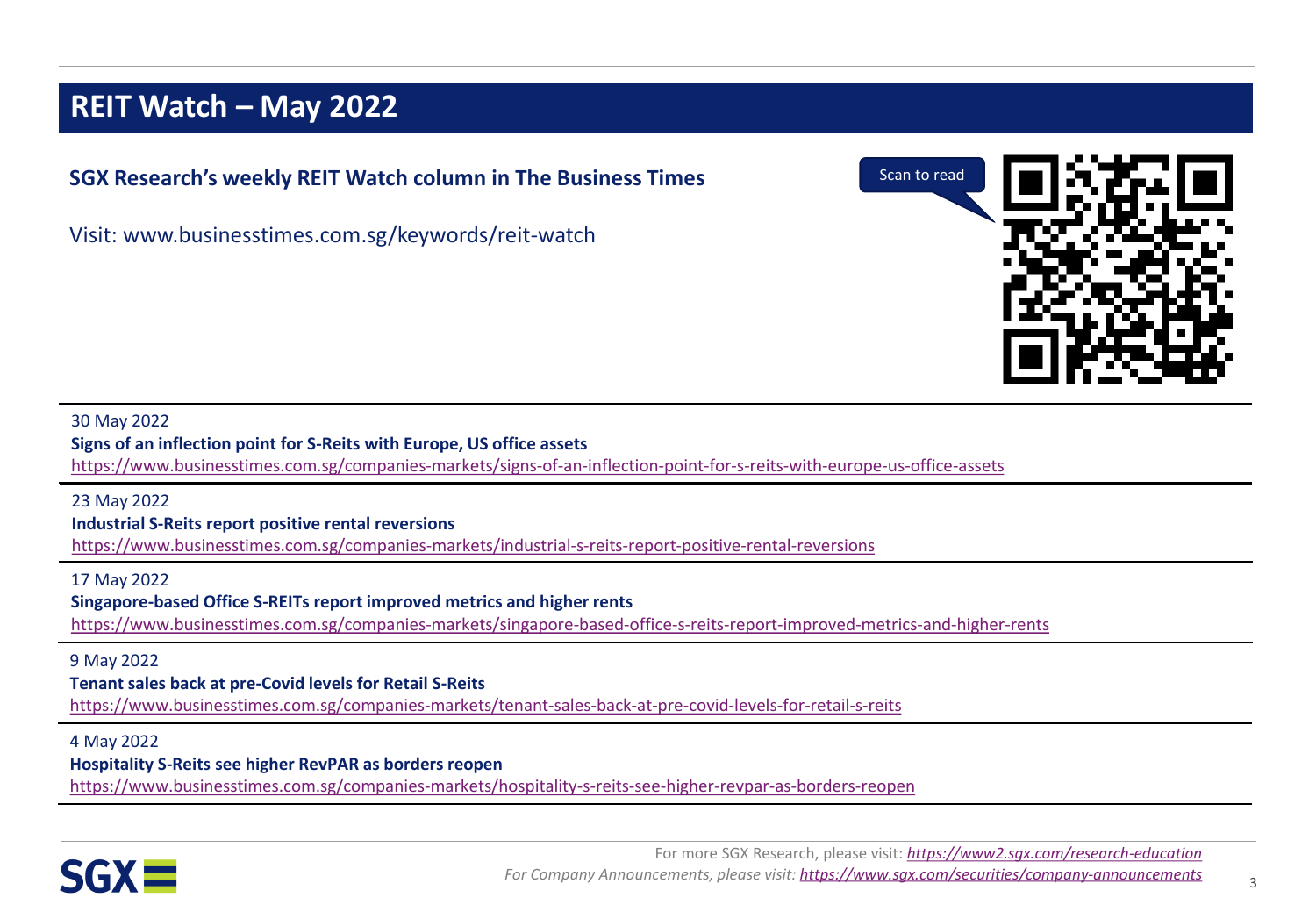# REIT Watch – May 2022

**SGX Research's weekly REIT Watch column in The Business Times**

Visit: www.businesstimes.com.sg/keywords/reit-watch

Scan to read

30 May 2022
**Signs of an inflection point for S-Reits with Europe, US office assets**
https://www.businesstimes.com.sg/companies-markets/signs-of-an-inflection-point-for-s-reits-with-europe-us-office-assets

23 May 2022
**Industrial S-Reits report positive rental reversions**
https://www.businesstimes.com.sg/companies-markets/industrial-s-reits-report-positive-rental-reversions

17 May 2022
**Singapore-based Office S-REITs report improved metrics and higher rents**
https://www.businesstimes.com.sg/companies-markets/singapore-based-office-s-reits-report-improved-metrics-and-higher-rents

9 May 2022
**Tenant sales back at pre-Covid levels for Retail S-Reits**
https://www.businesstimes.com.sg/companies-markets/tenant-sales-back-at-pre-covid-levels-for-retail-s-reits

4 May 2022
**Hospitality S-Reits see higher RevPAR as borders reopen**
https://www.businesstimes.com.sg/companies-markets/hospitality-s-reits-see-higher-revpar-as-borders-reopen

For more SGX Research, please visit: ***https://www2.sgx.com/research-education***
*For Company Announcements, please visit:* ***https://www.sgx.com/securities/company-announcements***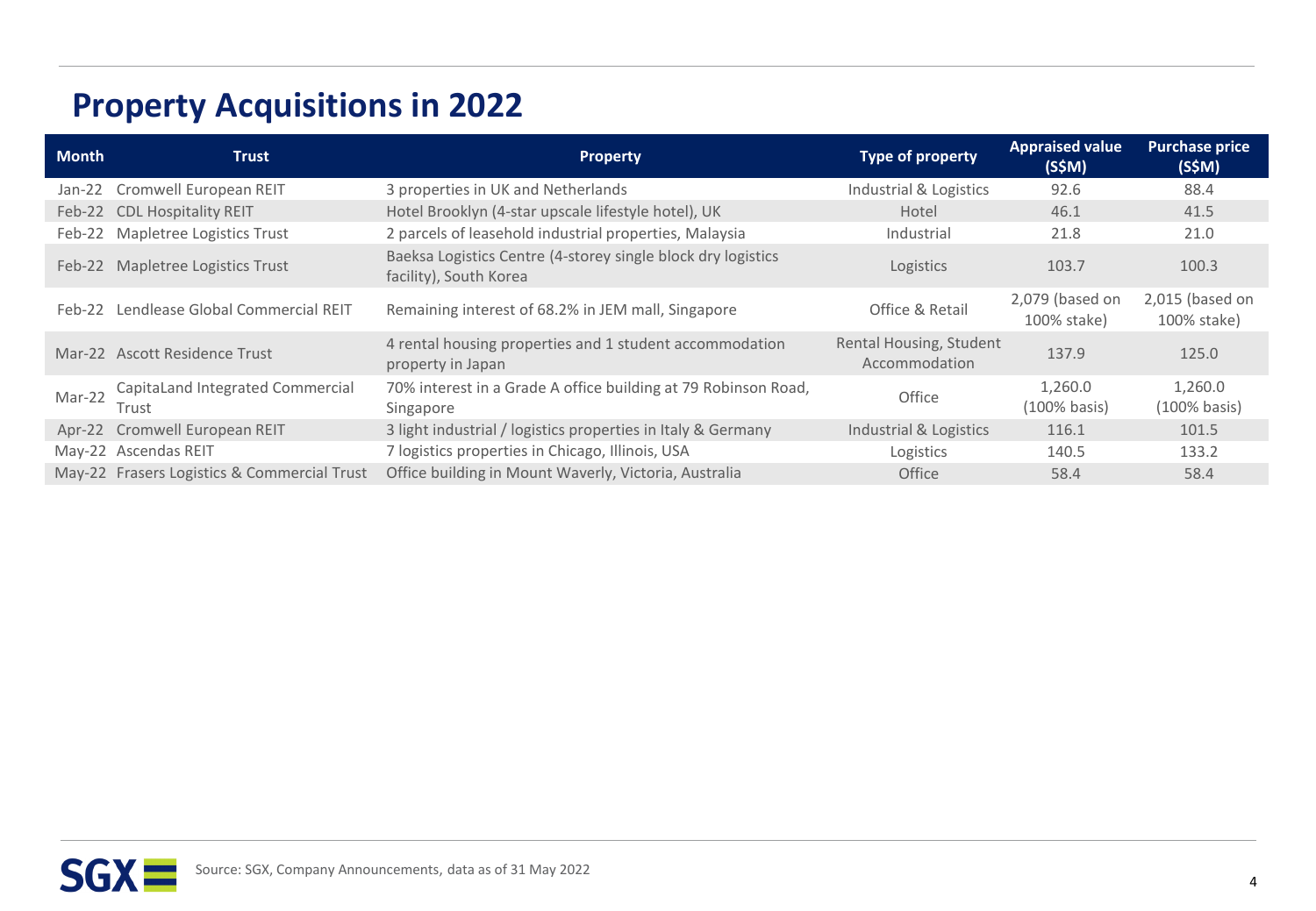# Property Acquisitions in 2022

| Month | Trust | Property | Type of property | Appraised value (S$M) | Purchase price (S$M) |
|---|---|---|---|---|---|
| Jan-22 | Cromwell European REIT | 3 properties in UK and Netherlands | Industrial & Logistics | 92.6 | 88.4 |
| Feb-22 | CDL Hospitality REIT | Hotel Brooklyn (4-star upscale lifestyle hotel), UK | Hotel | 46.1 | 41.5 |
| Feb-22 | Mapletree Logistics Trust | 2 parcels of leasehold industrial properties, Malaysia | Industrial | 21.8 | 21.0 |
| Feb-22 | Mapletree Logistics Trust | Baeksa Logistics Centre (4-storey single block dry logistics facility), South Korea | Logistics | 103.7 | 100.3 |
| Feb-22 | Lendlease Global Commercial REIT | Remaining interest of 68.2% in JEM mall, Singapore | Office & Retail | 2,079 (based on 100% stake) | 2,015 (based on 100% stake) |
| Mar-22 | Ascott Residence Trust | 4 rental housing properties and 1 student accommodation property in Japan | Rental Housing, Student Accommodation | 137.9 | 125.0 |
| Mar-22 | CapitaLand Integrated Commercial Trust | 70% interest in a Grade A office building at 79 Robinson Road, Singapore | Office | 1,260.0 (100% basis) | 1,260.0 (100% basis) |
| Apr-22 | Cromwell European REIT | 3 light industrial / logistics properties in Italy & Germany | Industrial & Logistics | 116.1 | 101.5 |
| May-22 | Ascendas REIT | 7 logistics properties in Chicago, Illinois, USA | Logistics | 140.5 | 133.2 |
| May-22 | Frasers Logistics & Commercial Trust | Office building in Mount Waverly, Victoria, Australia | Office | 58.4 | 58.4 |

Source: SGX, Company Announcements, data as of 31 May 2022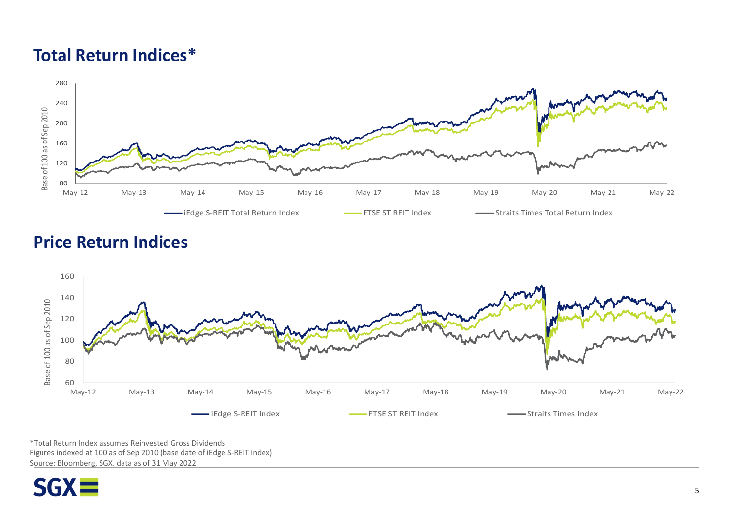## Total Return Indices*

## Price Return Indices

*Total Return Index assumes Reinvested Gross Dividends
Figures indexed at 100 as of Sep 2010 (base date of iEdge S-REIT Index)
Source: Bloomberg, SGX, data as of 31 May 2022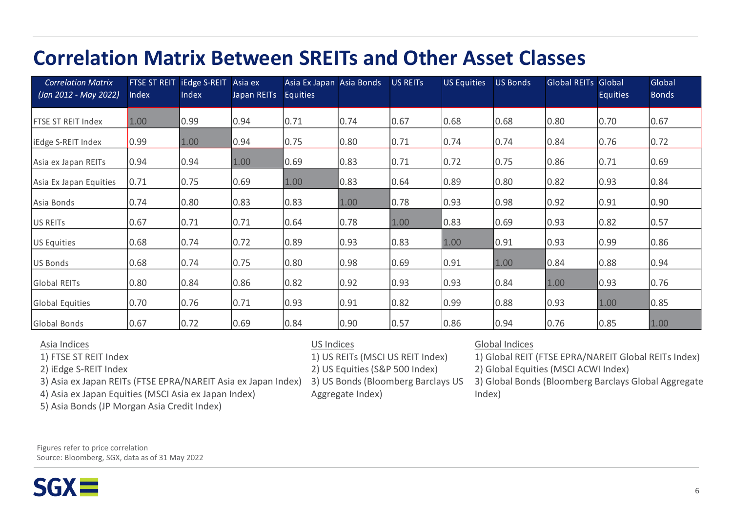# Correlation Matrix Between SREITs and Other Asset Classes

| *Correlation Matrix (Jan 2012 - May 2022)* | FTSE ST REIT Index | iEdge S-REIT Index | Asia ex Japan REITs | Asia Ex Japan Equities | Asia Bonds | US REITs | US Equities | US Bonds | Global REITs | Global Equities | Global Bonds |
|---|---|---|---|---|---|---|---|---|---|---|---|
| FTSE ST REIT Index | 1.00 | 0.99 | 0.94 | 0.71 | 0.74 | 0.67 | 0.68 | 0.68 | 0.80 | 0.70 | 0.67 |
| iEdge S-REIT Index | 0.99 | 1.00 | 0.94 | 0.75 | 0.80 | 0.71 | 0.74 | 0.74 | 0.84 | 0.76 | 0.72 |
| Asia ex Japan REITs | 0.94 | 0.94 | 1.00 | 0.69 | 0.83 | 0.71 | 0.72 | 0.75 | 0.86 | 0.71 | 0.69 |
| Asia Ex Japan Equities | 0.71 | 0.75 | 0.69 | 1.00 | 0.83 | 0.64 | 0.89 | 0.80 | 0.82 | 0.93 | 0.84 |
| Asia Bonds | 0.74 | 0.80 | 0.83 | 0.83 | 1.00 | 0.78 | 0.93 | 0.98 | 0.92 | 0.91 | 0.90 |
| US REITs | 0.67 | 0.71 | 0.71 | 0.64 | 0.78 | 1.00 | 0.83 | 0.69 | 0.93 | 0.82 | 0.57 |
| US Equities | 0.68 | 0.74 | 0.72 | 0.89 | 0.93 | 0.83 | 1.00 | 0.91 | 0.93 | 0.99 | 0.86 |
| US Bonds | 0.68 | 0.74 | 0.75 | 0.80 | 0.98 | 0.69 | 0.91 | 1.00 | 0.84 | 0.88 | 0.94 |
| Global REITs | 0.80 | 0.84 | 0.86 | 0.82 | 0.92 | 0.93 | 0.93 | 0.84 | 1.00 | 0.93 | 0.76 |
| Global Equities | 0.70 | 0.76 | 0.71 | 0.93 | 0.91 | 0.82 | 0.99 | 0.88 | 0.93 | 1.00 | 0.85 |
| Global Bonds | 0.67 | 0.72 | 0.69 | 0.84 | 0.90 | 0.57 | 0.86 | 0.94 | 0.76 | 0.85 | 1.00 |

Asia Indices

1) FTSE ST REIT Index
2) iEdge S-REIT Index
3) Asia ex Japan REITs (FTSE EPRA/NAREIT Asia ex Japan Index)
4) Asia ex Japan Equities (MSCI Asia ex Japan Index)
5) Asia Bonds (JP Morgan Asia Credit Index)

US Indices

1) US REITs (MSCI US REIT Index)
2) US Equities (S&P 500 Index)
3) US Bonds (Bloomberg Barclays US Aggregate Index)

Global Indices

1) Global REIT (FTSE EPRA/NAREIT Global REITs Index)
2) Global Equities (MSCI ACWI Index)
3) Global Bonds (Bloomberg Barclays Global Aggregate Index)

Figures refer to price correlation
Source: Bloomberg, SGX, data as of 31 May 2022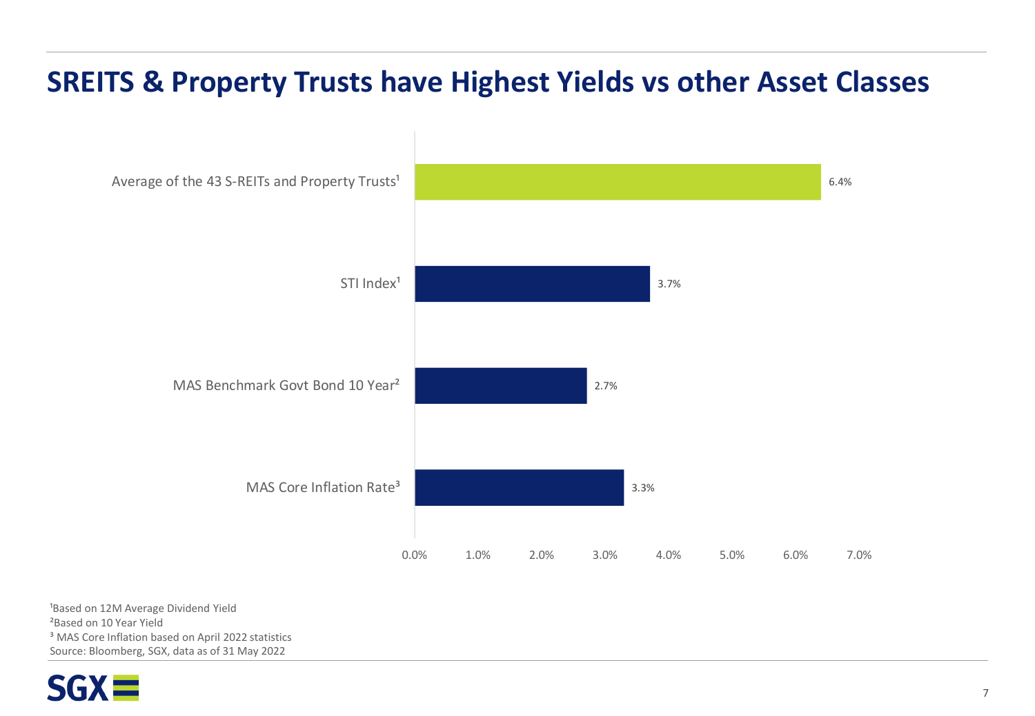# SREITS & Property Trusts have Highest Yields vs other Asset Classes

| Asset Class | Yield |
| --- | --- |
| Average of the 43 S-REITs and Property Trusts[1] | 6.4% |
| STI Index[1] | 3.7% |
| MAS Benchmark Govt Bond 10 Year[2] | 2.7% |
| MAS Core Inflation Rate[3] | 3.3% |

[1]Based on 12M Average Dividend Yield

[2]Based on 10 Year Yield

[3] MAS Core Inflation based on April 2022 statistics

Source: Bloomberg, SGX, data as of 31 May 2022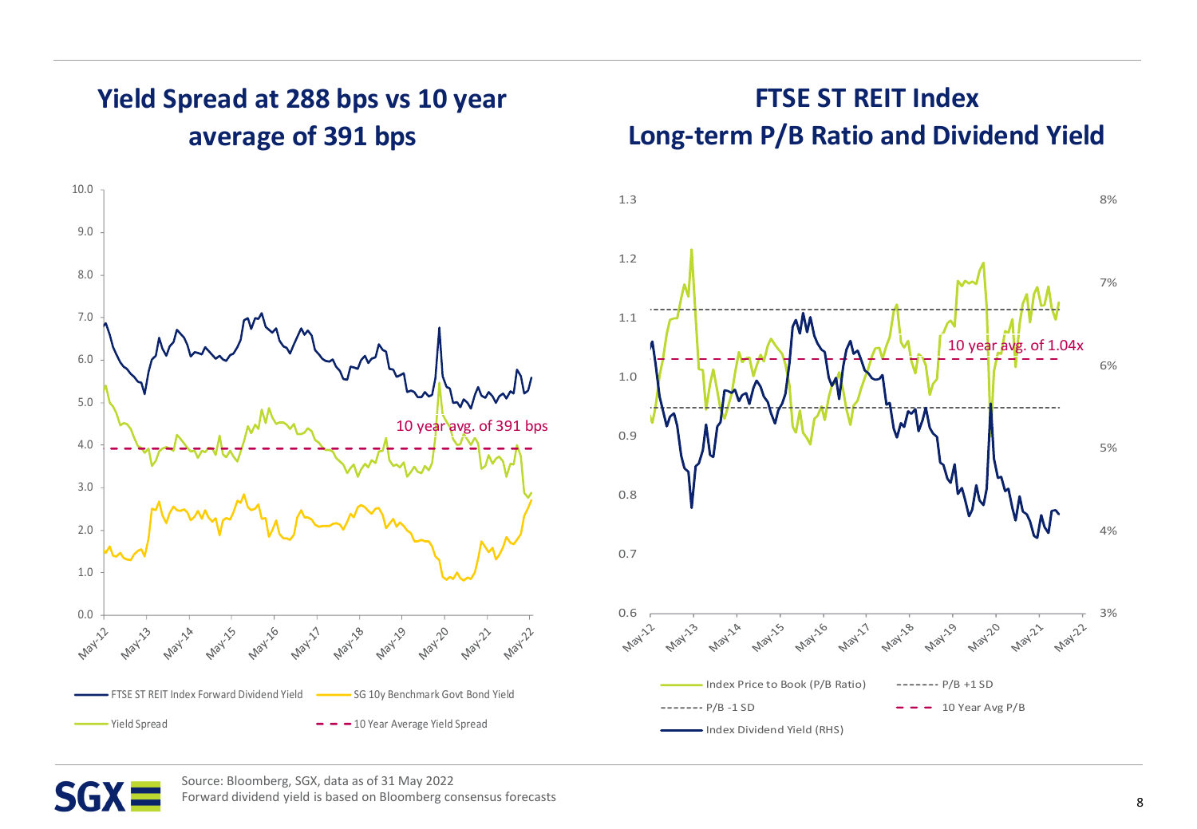## Yield Spread at 288 bps vs 10 year average of 391 bps

## FTSE ST REIT Index Long-term P/B Ratio and Dividend Yield

10 year avg. of 391 bps

FTSE ST REIT Index Forward Dividend Yield | SG 10y Benchmark Govt Bond Yield | Yield Spread | 10 Year Average Yield Spread

10 year avg. of 1.04x

Index Price to Book (P/B Ratio) | P/B +1 SD | P/B -1 SD | 10 Year Avg P/B | Index Dividend Yield (RHS)

Source: Bloomberg, SGX, data as of 31 May 2022
Forward dividend yield is based on Bloomberg consensus forecasts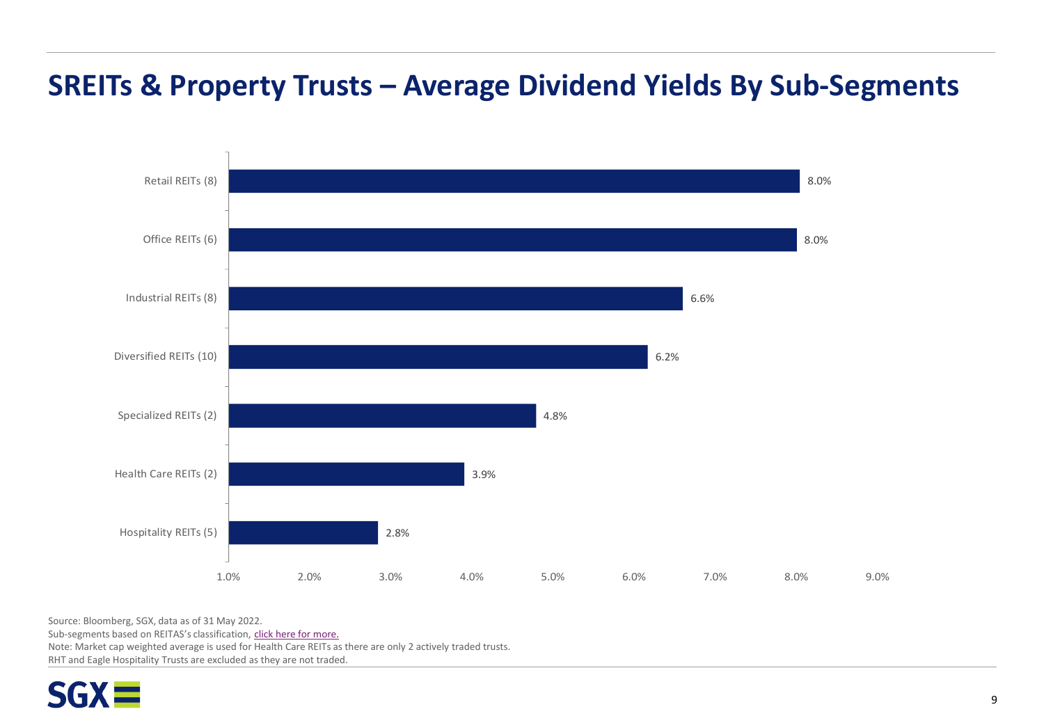# SREITs & Property Trusts – Average Dividend Yields By Sub-Segments

| Sub-Segment | Average Dividend Yield |
| --- | --- |
| Retail REITs (8) | 8.0% |
| Office REITs (6) | 8.0% |
| Industrial REITs (8) | 6.6% |
| Diversified REITs (10) | 6.2% |
| Specialized REITs (2) | 4.8% |
| Health Care REITs (2) | 3.9% |
| Hospitality REITs (5) | 2.8% |

Source: Bloomberg, SGX, data as of 31 May 2022.

Sub-segments based on REITAS's classification, click here for more.

Note: Market cap weighted average is used for Health Care REITs as there are only 2 actively traded trusts.

RHT and Eagle Hospitality Trusts are excluded as they are not traded.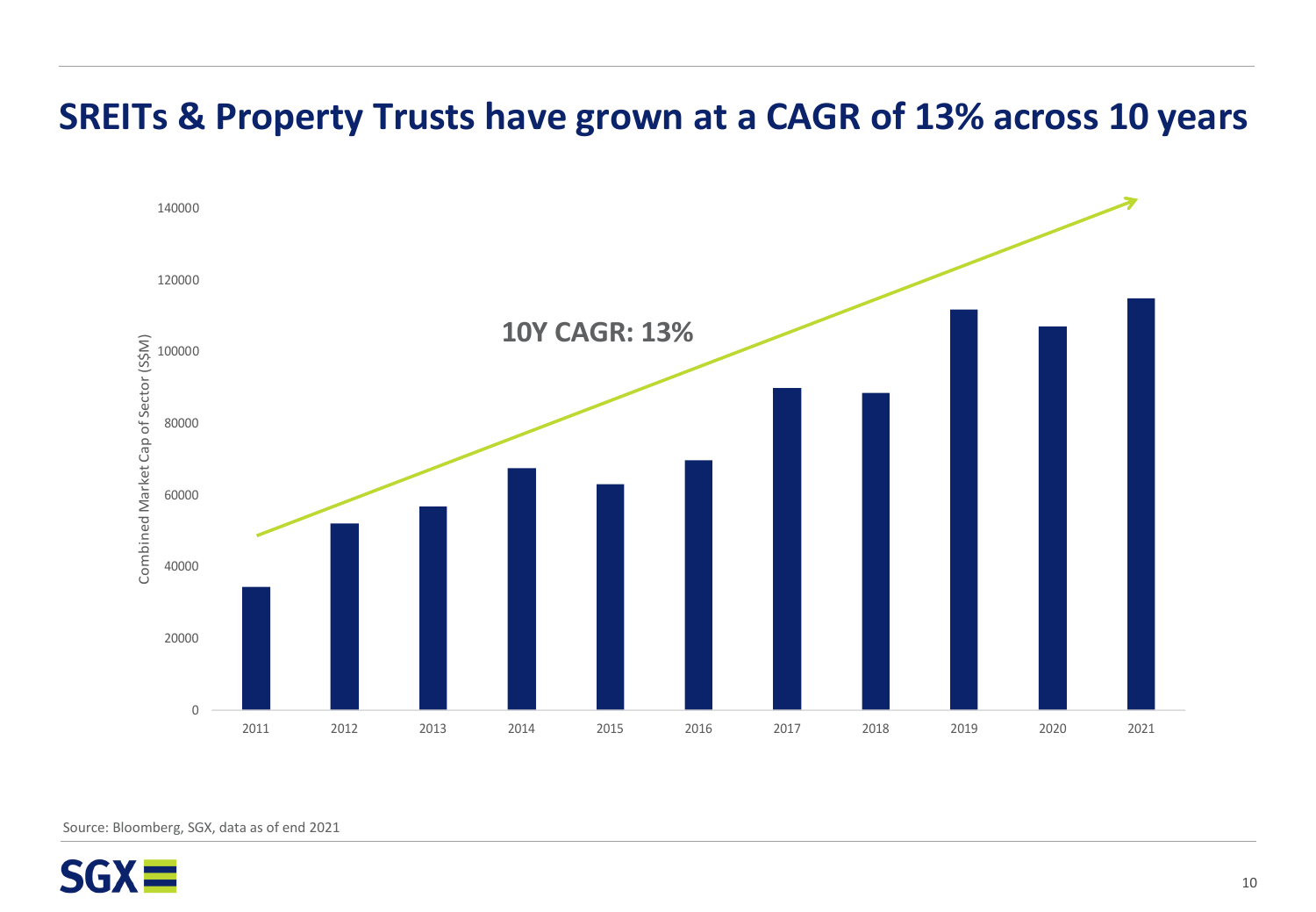# SREITs & Property Trusts have grown at a CAGR of 13% across 10 years

10Y CAGR: 13%

Combined Market Cap of Sector (S$M)

140000
120000
100000
80000
60000
40000
20000
0

2011 2012 2013 2014 2015 2016 2017 2018 2019 2020 2021

Source: Bloomberg, SGX, data as of end 2021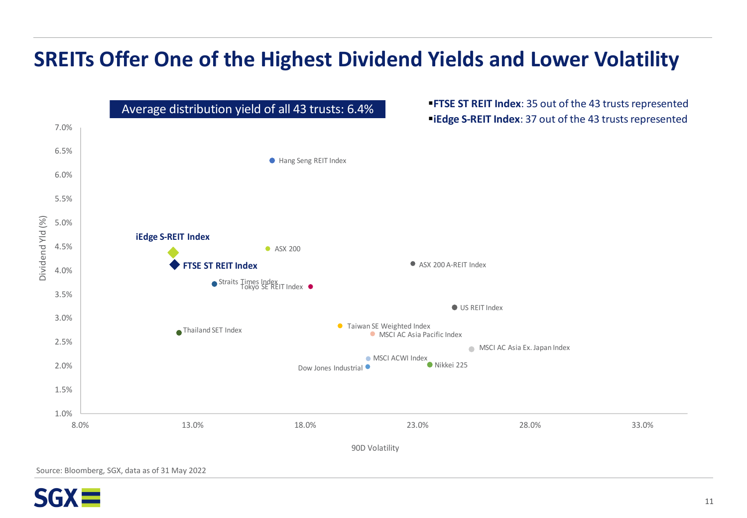# SREITs Offer One of the Highest Dividend Yields and Lower Volatility

Average distribution yield of all 43 trusts: 6.4%

- **FTSE ST REIT Index**: 35 out of the 43 trusts represented
- **iEdge S-REIT Index**: 37 out of the 43 trusts represented

| Index | 90D Volatility (approx.) | Dividend Yld (%) (approx.) |
|---|---|---|
| **iEdge S-REIT Index** | 12.0% | 4.4% |
| **FTSE ST REIT Index** | 12.0% | 4.1% |
| Straits Times Index | 14.0% | 3.7% |
| Thailand SET Index | 12.5% | 2.7% |
| Hang Seng REIT Index | 16.5% | 6.3% |
| ASX 200 | 16.0% | 4.5% |
| Tokyo SE REIT Index | 18.0% | 3.7% |
| Taiwan SE Weighted Index | 19.5% | 2.8% |
| MSCI AC Asia Pacific Index | 21.0% | 2.7% |
| MSCI ACWI Index | 21.0% | 2.2% |
| Dow Jones Industrial | 21.0% | 2.0% |
| Nikkei 225 | 23.5% | 2.0% |
| ASX 200 A-REIT Index | 23.0% | 4.1% |
| US REIT Index | 25.0% | 3.2% |
| MSCI AC Asia Ex. Japan Index | 25.5% | 2.4% |

Source: Bloomberg, SGX, data as of 31 May 2022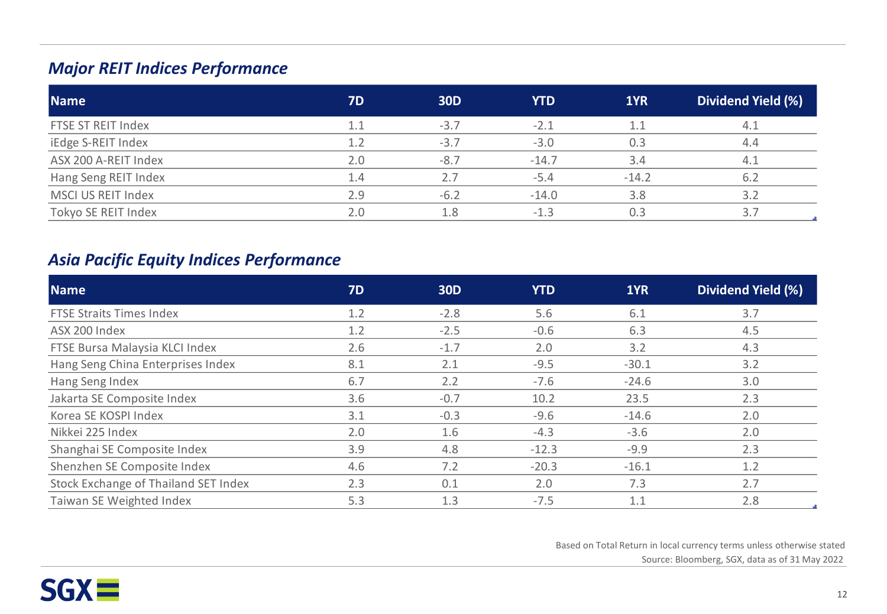## *Major REIT Indices Performance*

| Name | 7D | 30D | YTD | 1YR | Dividend Yield (%) |
|---|---|---|---|---|---|
| FTSE ST REIT Index | 1.1 | -3.7 | -2.1 | 1.1 | 4.1 |
| iEdge S-REIT Index | 1.2 | -3.7 | -3.0 | 0.3 | 4.4 |
| ASX 200 A-REIT Index | 2.0 | -8.7 | -14.7 | 3.4 | 4.1 |
| Hang Seng REIT Index | 1.4 | 2.7 | -5.4 | -14.2 | 6.2 |
| MSCI US REIT Index | 2.9 | -6.2 | -14.0 | 3.8 | 3.2 |
| Tokyo SE REIT Index | 2.0 | 1.8 | -1.3 | 0.3 | 3.7 |

## *Asia Pacific Equity Indices Performance*

| Name | 7D | 30D | YTD | 1YR | Dividend Yield (%) |
|---|---|---|---|---|---|
| FTSE Straits Times Index | 1.2 | -2.8 | 5.6 | 6.1 | 3.7 |
| ASX 200 Index | 1.2 | -2.5 | -0.6 | 6.3 | 4.5 |
| FTSE Bursa Malaysia KLCI Index | 2.6 | -1.7 | 2.0 | 3.2 | 4.3 |
| Hang Seng China Enterprises Index | 8.1 | 2.1 | -9.5 | -30.1 | 3.2 |
| Hang Seng Index | 6.7 | 2.2 | -7.6 | -24.6 | 3.0 |
| Jakarta SE Composite Index | 3.6 | -0.7 | 10.2 | 23.5 | 2.3 |
| Korea SE KOSPI Index | 3.1 | -0.3 | -9.6 | -14.6 | 2.0 |
| Nikkei 225 Index | 2.0 | 1.6 | -4.3 | -3.6 | 2.0 |
| Shanghai SE Composite Index | 3.9 | 4.8 | -12.3 | -9.9 | 2.3 |
| Shenzhen SE Composite Index | 4.6 | 7.2 | -20.3 | -16.1 | 1.2 |
| Stock Exchange of Thailand SET Index | 2.3 | 0.1 | 2.0 | 7.3 | 2.7 |
| Taiwan SE Weighted Index | 5.3 | 1.3 | -7.5 | 1.1 | 2.8 |

Based on Total Return in local currency terms unless otherwise stated

Source: Bloomberg, SGX, data as of 31 May 2022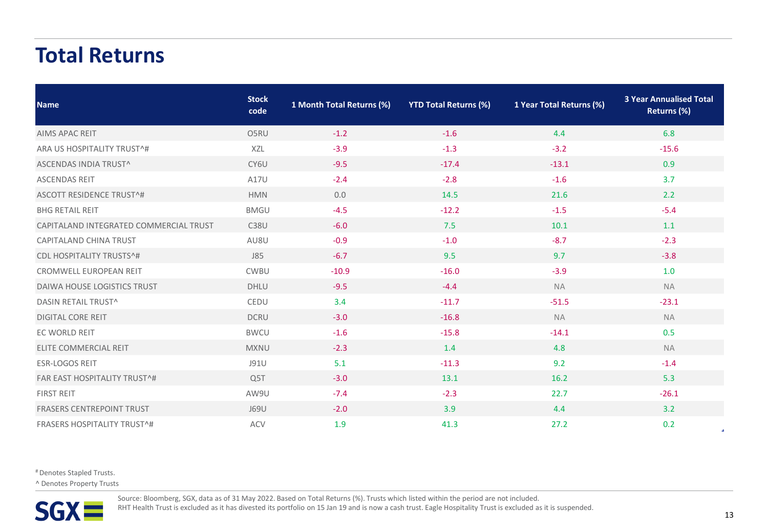# Total Returns

| Name | Stock code | 1 Month Total Returns (%) | YTD Total Returns (%) | 1 Year Total Returns (%) | 3 Year Annualised Total Returns (%) |
|---|---|---|---|---|---|
| AIMS APAC REIT | O5RU | -1.2 | -1.6 | 4.4 | 6.8 |
| ARA US HOSPITALITY TRUST^# | XZL | -3.9 | -1.3 | -3.2 | -15.6 |
| ASCENDAS INDIA TRUST^ | CY6U | -9.5 | -17.4 | -13.1 | 0.9 |
| ASCENDAS REIT | A17U | -2.4 | -2.8 | -1.6 | 3.7 |
| ASCOTT RESIDENCE TRUST^# | HMN | 0.0 | 14.5 | 21.6 | 2.2 |
| BHG RETAIL REIT | BMGU | -4.5 | -12.2 | -1.5 | -5.4 |
| CAPITALAND INTEGRATED COMMERCIAL TRUST | C38U | -6.0 | 7.5 | 10.1 | 1.1 |
| CAPITALAND CHINA TRUST | AU8U | -0.9 | -1.0 | -8.7 | -2.3 |
| CDL HOSPITALITY TRUSTS^# | J85 | -6.7 | 9.5 | 9.7 | -3.8 |
| CROMWELL EUROPEAN REIT | CWBU | -10.9 | -16.0 | -3.9 | 1.0 |
| DAIWA HOUSE LOGISTICS TRUST | DHLU | -9.5 | -4.4 | NA | NA |
| DASIN RETAIL TRUST^ | CEDU | 3.4 | -11.7 | -51.5 | -23.1 |
| DIGITAL CORE REIT | DCRU | -3.0 | -16.8 | NA | NA |
| EC WORLD REIT | BWCU | -1.6 | -15.8 | -14.1 | 0.5 |
| ELITE COMMERCIAL REIT | MXNU | -2.3 | 1.4 | 4.8 | NA |
| ESR-LOGOS REIT | J91U | 5.1 | -11.3 | 9.2 | -1.4 |
| FAR EAST HOSPITALITY TRUST^# | Q5T | -3.0 | 13.1 | 16.2 | 5.3 |
| FIRST REIT | AW9U | -7.4 | -2.3 | 22.7 | -26.1 |
| FRASERS CENTREPOINT TRUST | J69U | -2.0 | 3.9 | 4.4 | 3.2 |
| FRASERS HOSPITALITY TRUST^# | ACV | 1.9 | 41.3 | 27.2 | 0.2 |

# Denotes Stapled Trusts.

^ Denotes Property Trusts

Source: Bloomberg, SGX, data as of 31 May 2022. Based on Total Returns (%). Trusts which listed within the period are not included.
RHT Health Trust is excluded as it has divested its portfolio on 15 Jan 19 and is now a cash trust. Eagle Hospitality Trust is excluded as it is suspended.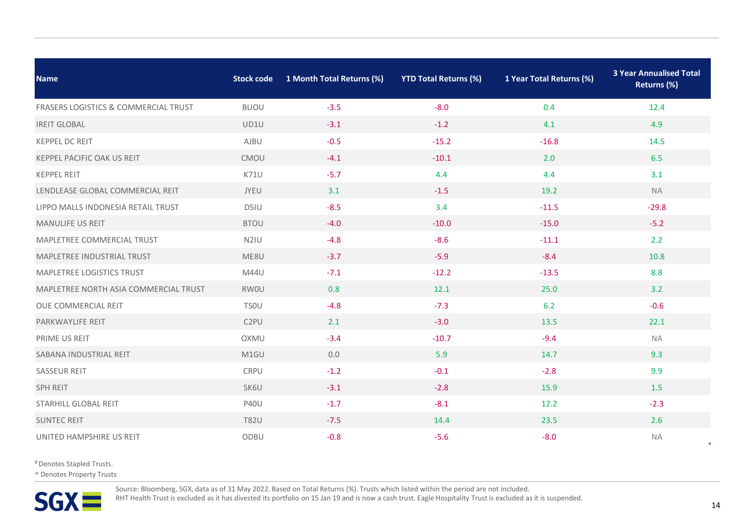| Name | Stock code | 1 Month Total Returns (%) | YTD Total Returns (%) | 1 Year Total Returns (%) | 3 Year Annualised Total Returns (%) |
|---|---|---|---|---|---|
| FRASERS LOGISTICS & COMMERCIAL TRUST | BUOU | -3.5 | -8.0 | 0.4 | 12.4 |
| IREIT GLOBAL | UD1U | -3.1 | -1.2 | 4.1 | 4.9 |
| KEPPEL DC REIT | AJBU | -0.5 | -15.2 | -16.8 | 14.5 |
| KEPPEL PACIFIC OAK US REIT | CMOU | -4.1 | -10.1 | 2.0 | 6.5 |
| KEPPEL REIT | K71U | -5.7 | 4.4 | 4.4 | 3.1 |
| LENDLEASE GLOBAL COMMERCIAL REIT | JYEU | 3.1 | -1.5 | 19.2 | NA |
| LIPPO MALLS INDONESIA RETAIL TRUST | D5IU | -8.5 | 3.4 | -11.5 | -29.8 |
| MANULIFE US REIT | BTOU | -4.0 | -10.0 | -15.0 | -5.2 |
| MAPLETREE COMMERCIAL TRUST | N2IU | -4.8 | -8.6 | -11.1 | 2.2 |
| MAPLETREE INDUSTRIAL TRUST | ME8U | -3.7 | -5.9 | -8.4 | 10.8 |
| MAPLETREE LOGISTICS TRUST | M44U | -7.1 | -12.2 | -13.5 | 8.8 |
| MAPLETREE NORTH ASIA COMMERCIAL TRUST | RW0U | 0.8 | 12.1 | 25.0 | 3.2 |
| OUE COMMERCIAL REIT | TS0U | -4.8 | -7.3 | 6.2 | -0.6 |
| PARKWAYLIFE REIT | C2PU | 2.1 | -3.0 | 13.5 | 22.1 |
| PRIME US REIT | OXMU | -3.4 | -10.7 | -9.4 | NA |
| SABANA INDUSTRIAL REIT | M1GU | 0.0 | 5.9 | 14.7 | 9.3 |
| SASSEUR REIT | CRPU | -1.2 | -0.1 | -2.8 | 9.9 |
| SPH REIT | SK6U | -3.1 | -2.8 | 15.9 | 1.5 |
| STARHILL GLOBAL REIT | P40U | -1.7 | -8.1 | 12.2 | -2.3 |
| SUNTEC REIT | T82U | -7.5 | 14.4 | 23.5 | 2.6 |
| UNITED HAMPSHIRE US REIT | ODBU | -0.8 | -5.6 | -8.0 | NA |

# Denotes Stapled Trusts.

^ Denotes Property Trusts

Source: Bloomberg, SGX, data as of 31 May 2022. Based on Total Returns (%). Trusts which listed within the period are not included.
RHT Health Trust is excluded as it has divested its portfolio on 15 Jan 19 and is now a cash trust. Eagle Hospitality Trust is excluded as it is suspended.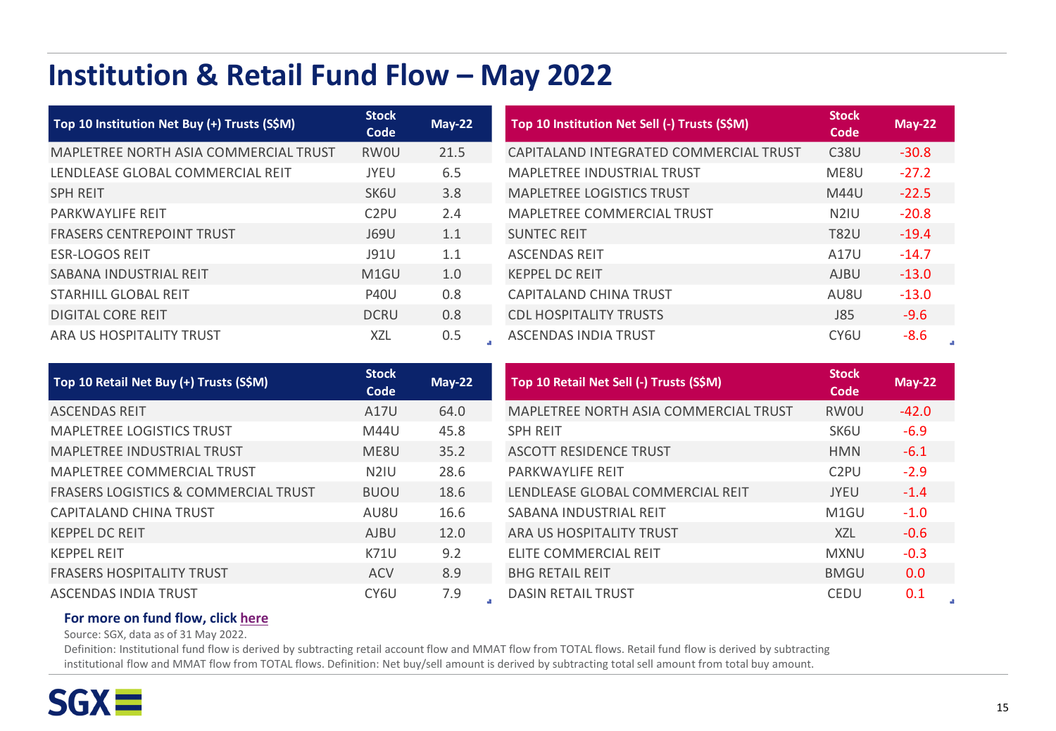# Institution & Retail Fund Flow – May 2022

| Top 10 Institution Net Buy (+) Trusts (S$M) | Stock Code | May-22 |
|---|---|---|
| MAPLETREE NORTH ASIA COMMERCIAL TRUST | RW0U | 21.5 |
| LENDLEASE GLOBAL COMMERCIAL REIT | JYEU | 6.5 |
| SPH REIT | SK6U | 3.8 |
| PARKWAYLIFE REIT | C2PU | 2.4 |
| FRASERS CENTREPOINT TRUST | J69U | 1.1 |
| ESR-LOGOS REIT | J91U | 1.1 |
| SABANA INDUSTRIAL REIT | M1GU | 1.0 |
| STARHILL GLOBAL REIT | P40U | 0.8 |
| DIGITAL CORE REIT | DCRU | 0.8 |
| ARA US HOSPITALITY TRUST | XZL | 0.5 |

| Top 10 Institution Net Sell (-) Trusts (S$M) | Stock Code | May-22 |
|---|---|---|
| CAPITALAND INTEGRATED COMMERCIAL TRUST | C38U | -30.8 |
| MAPLETREE INDUSTRIAL TRUST | ME8U | -27.2 |
| MAPLETREE LOGISTICS TRUST | M44U | -22.5 |
| MAPLETREE COMMERCIAL TRUST | N2IU | -20.8 |
| SUNTEC REIT | T82U | -19.4 |
| ASCENDAS REIT | A17U | -14.7 |
| KEPPEL DC REIT | AJBU | -13.0 |
| CAPITALAND CHINA TRUST | AU8U | -13.0 |
| CDL HOSPITALITY TRUSTS | J85 | -9.6 |
| ASCENDAS INDIA TRUST | CY6U | -8.6 |

| Top 10 Retail Net Buy (+) Trusts (S$M) | Stock Code | May-22 |
|---|---|---|
| ASCENDAS REIT | A17U | 64.0 |
| MAPLETREE LOGISTICS TRUST | M44U | 45.8 |
| MAPLETREE INDUSTRIAL TRUST | ME8U | 35.2 |
| MAPLETREE COMMERCIAL TRUST | N2IU | 28.6 |
| FRASERS LOGISTICS & COMMERCIAL TRUST | BUOU | 18.6 |
| CAPITALAND CHINA TRUST | AU8U | 16.6 |
| KEPPEL DC REIT | AJBU | 12.0 |
| KEPPEL REIT | K71U | 9.2 |
| FRASERS HOSPITALITY TRUST | ACV | 8.9 |
| ASCENDAS INDIA TRUST | CY6U | 7.9 |

| Top 10 Retail Net Sell (-) Trusts (S$M) | Stock Code | May-22 |
|---|---|---|
| MAPLETREE NORTH ASIA COMMERCIAL TRUST | RW0U | -42.0 |
| SPH REIT | SK6U | -6.9 |
| ASCOTT RESIDENCE TRUST | HMN | -6.1 |
| PARKWAYLIFE REIT | C2PU | -2.9 |
| LENDLEASE GLOBAL COMMERCIAL REIT | JYEU | -1.4 |
| SABANA INDUSTRIAL REIT | M1GU | -1.0 |
| ARA US HOSPITALITY TRUST | XZL | -0.6 |
| ELITE COMMERCIAL REIT | MXNU | -0.3 |
| BHG RETAIL REIT | BMGU | 0.0 |
| DASIN RETAIL TRUST | CEDU | 0.1 |

**For more on fund flow, click here**

Source: SGX, data as of 31 May 2022.

Definition: Institutional fund flow is derived by subtracting retail account flow and MMAT flow from TOTAL flows. Retail fund flow is derived by subtracting institutional flow and MMAT flow from TOTAL flows. Definition: Net buy/sell amount is derived by subtracting total sell amount from total buy amount.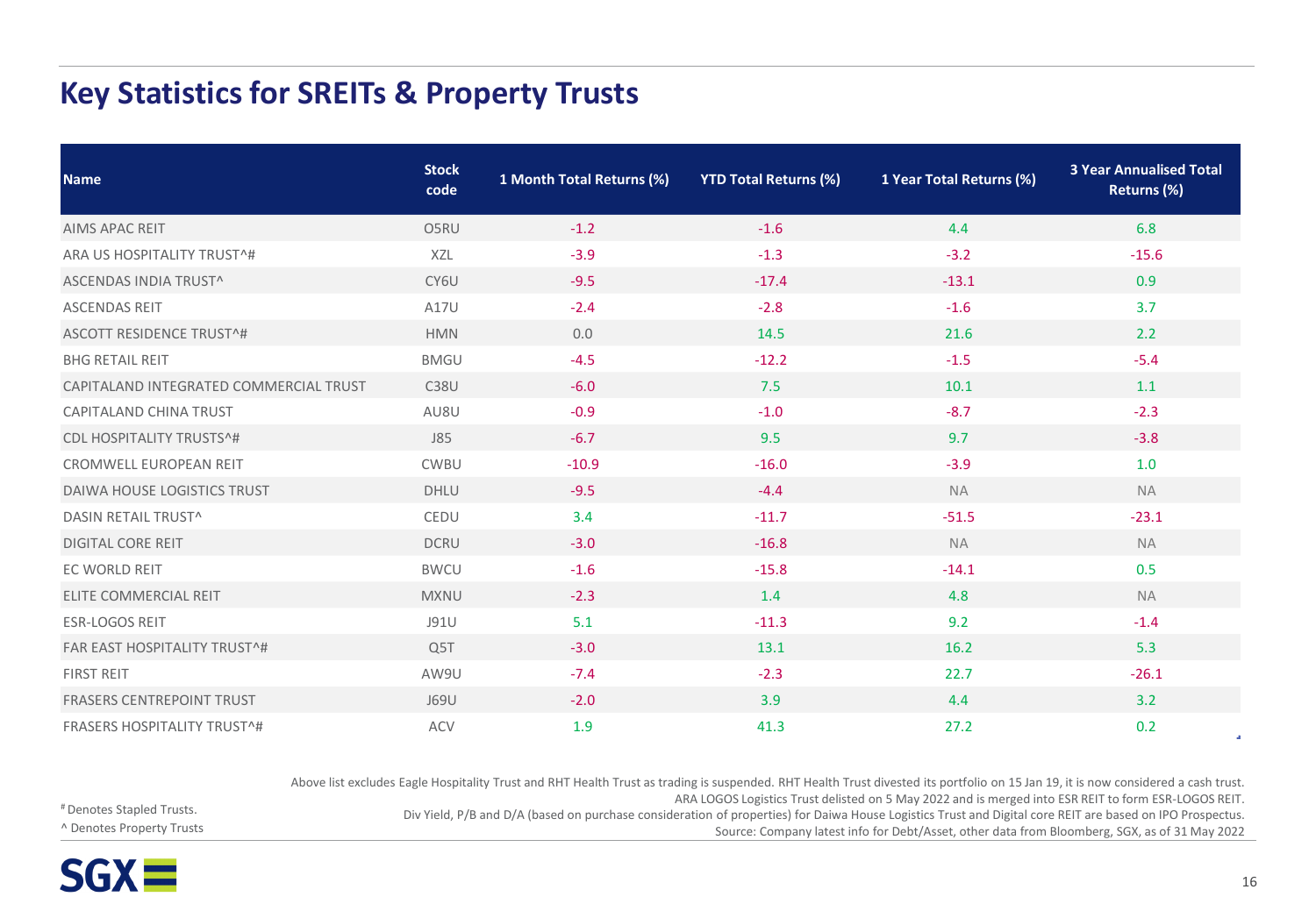# Key Statistics for SREITs & Property Trusts

| Name | Stock code | 1 Month Total Returns (%) | YTD Total Returns (%) | 1 Year Total Returns (%) | 3 Year Annualised Total Returns (%) |
|---|---|---|---|---|---|
| AIMS APAC REIT | O5RU | -1.2 | -1.6 | 4.4 | 6.8 |
| ARA US HOSPITALITY TRUST^# | XZL | -3.9 | -1.3 | -3.2 | -15.6 |
| ASCENDAS INDIA TRUST^ | CY6U | -9.5 | -17.4 | -13.1 | 0.9 |
| ASCENDAS REIT | A17U | -2.4 | -2.8 | -1.6 | 3.7 |
| ASCOTT RESIDENCE TRUST^# | HMN | 0.0 | 14.5 | 21.6 | 2.2 |
| BHG RETAIL REIT | BMGU | -4.5 | -12.2 | -1.5 | -5.4 |
| CAPITALAND INTEGRATED COMMERCIAL TRUST | C38U | -6.0 | 7.5 | 10.1 | 1.1 |
| CAPITALAND CHINA TRUST | AU8U | -0.9 | -1.0 | -8.7 | -2.3 |
| CDL HOSPITALITY TRUSTS^# | J85 | -6.7 | 9.5 | 9.7 | -3.8 |
| CROMWELL EUROPEAN REIT | CWBU | -10.9 | -16.0 | -3.9 | 1.0 |
| DAIWA HOUSE LOGISTICS TRUST | DHLU | -9.5 | -4.4 | NA | NA |
| DASIN RETAIL TRUST^ | CEDU | 3.4 | -11.7 | -51.5 | -23.1 |
| DIGITAL CORE REIT | DCRU | -3.0 | -16.8 | NA | NA |
| EC WORLD REIT | BWCU | -1.6 | -15.8 | -14.1 | 0.5 |
| ELITE COMMERCIAL REIT | MXNU | -2.3 | 1.4 | 4.8 | NA |
| ESR-LOGOS REIT | J91U | 5.1 | -11.3 | 9.2 | -1.4 |
| FAR EAST HOSPITALITY TRUST^# | Q5T | -3.0 | 13.1 | 16.2 | 5.3 |
| FIRST REIT | AW9U | -7.4 | -2.3 | 22.7 | -26.1 |
| FRASERS CENTREPOINT TRUST | J69U | -2.0 | 3.9 | 4.4 | 3.2 |
| FRASERS HOSPITALITY TRUST^# | ACV | 1.9 | 41.3 | 27.2 | 0.2 |

Above list excludes Eagle Hospitality Trust and RHT Health Trust as trading is suspended. RHT Health Trust divested its portfolio on 15 Jan 19, it is now considered a cash trust.
ARA LOGOS Logistics Trust delisted on 5 May 2022 and is merged into ESR REIT to form ESR-LOGOS REIT.
Div Yield, P/B and D/A (based on purchase consideration of properties) for Daiwa House Logistics Trust and Digital core REIT are based on IPO Prospectus.
Source: Company latest info for Debt/Asset, other data from Bloomberg, SGX, as of 31 May 2022

# Denotes Stapled Trusts.
^ Denotes Property Trusts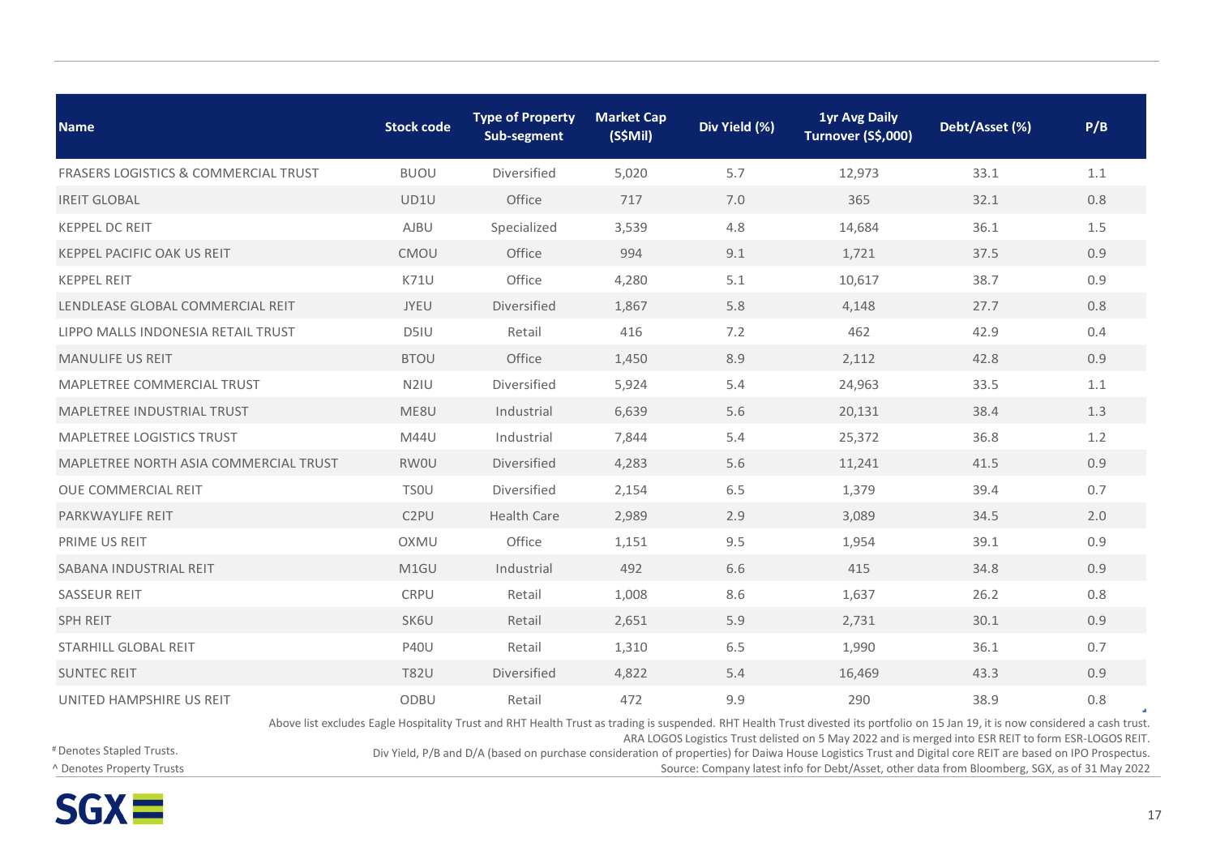| Name | Stock code | Type of Property Sub-segment | Market Cap (S$Mil) | Div Yield (%) | 1yr Avg Daily Turnover (S$,000) | Debt/Asset (%) | P/B |
|---|---|---|---|---|---|---|---|
| FRASERS LOGISTICS & COMMERCIAL TRUST | BUOU | Diversified | 5,020 | 5.7 | 12,973 | 33.1 | 1.1 |
| IREIT GLOBAL | UD1U | Office | 717 | 7.0 | 365 | 32.1 | 0.8 |
| KEPPEL DC REIT | AJBU | Specialized | 3,539 | 4.8 | 14,684 | 36.1 | 1.5 |
| KEPPEL PACIFIC OAK US REIT | CMOU | Office | 994 | 9.1 | 1,721 | 37.5 | 0.9 |
| KEPPEL REIT | K71U | Office | 4,280 | 5.1 | 10,617 | 38.7 | 0.9 |
| LENDLEASE GLOBAL COMMERCIAL REIT | JYEU | Diversified | 1,867 | 5.8 | 4,148 | 27.7 | 0.8 |
| LIPPO MALLS INDONESIA RETAIL TRUST | D5IU | Retail | 416 | 7.2 | 462 | 42.9 | 0.4 |
| MANULIFE US REIT | BTOU | Office | 1,450 | 8.9 | 2,112 | 42.8 | 0.9 |
| MAPLETREE COMMERCIAL TRUST | N2IU | Diversified | 5,924 | 5.4 | 24,963 | 33.5 | 1.1 |
| MAPLETREE INDUSTRIAL TRUST | ME8U | Industrial | 6,639 | 5.6 | 20,131 | 38.4 | 1.3 |
| MAPLETREE LOGISTICS TRUST | M44U | Industrial | 7,844 | 5.4 | 25,372 | 36.8 | 1.2 |
| MAPLETREE NORTH ASIA COMMERCIAL TRUST | RW0U | Diversified | 4,283 | 5.6 | 11,241 | 41.5 | 0.9 |
| OUE COMMERCIAL REIT | TS0U | Diversified | 2,154 | 6.5 | 1,379 | 39.4 | 0.7 |
| PARKWAYLIFE REIT | C2PU | Health Care | 2,989 | 2.9 | 3,089 | 34.5 | 2.0 |
| PRIME US REIT | OXMU | Office | 1,151 | 9.5 | 1,954 | 39.1 | 0.9 |
| SABANA INDUSTRIAL REIT | M1GU | Industrial | 492 | 6.6 | 415 | 34.8 | 0.9 |
| SASSEUR REIT | CRPU | Retail | 1,008 | 8.6 | 1,637 | 26.2 | 0.8 |
| SPH REIT | SK6U | Retail | 2,651 | 5.9 | 2,731 | 30.1 | 0.9 |
| STARHILL GLOBAL REIT | P40U | Retail | 1,310 | 6.5 | 1,990 | 36.1 | 0.7 |
| SUNTEC REIT | T82U | Diversified | 4,822 | 5.4 | 16,469 | 43.3 | 0.9 |
| UNITED HAMPSHIRE US REIT | ODBU | Retail | 472 | 9.9 | 290 | 38.9 | 0.8 |

Above list excludes Eagle Hospitality Trust and RHT Health Trust as trading is suspended. RHT Health Trust divested its portfolio on 15 Jan 19, it is now considered a cash trust.
ARA LOGOS Logistics Trust delisted on 5 May 2022 and is merged into ESR REIT to form ESR-LOGOS REIT.
Div Yield, P/B and D/A (based on purchase consideration of properties) for Daiwa House Logistics Trust and Digital core REIT are based on IPO Prospectus.
Source: Company latest info for Debt/Asset, other data from Bloomberg, SGX, as of 31 May 2022

# Denotes Stapled Trusts.
^ Denotes Property Trusts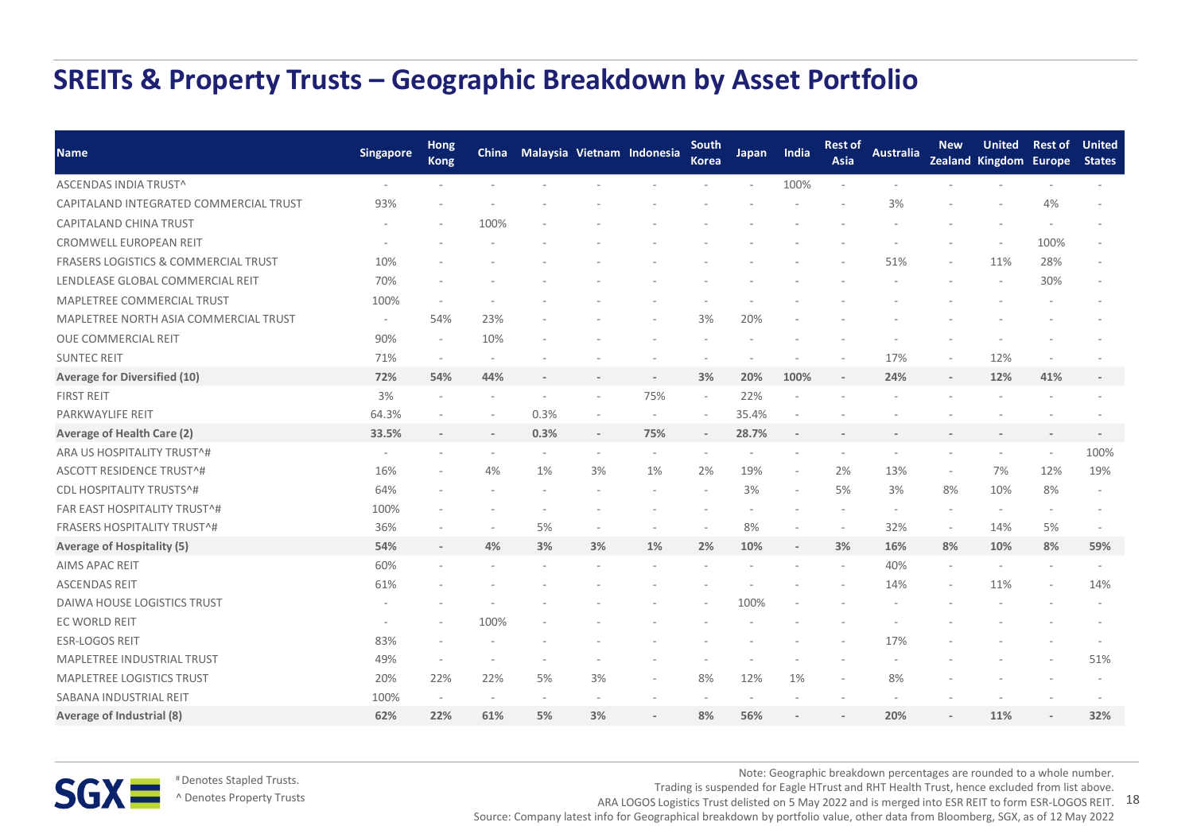# SREITs & Property Trusts – Geographic Breakdown by Asset Portfolio

| Name | Singapore | Hong Kong | China | Malaysia | Vietnam | Indonesia | South Korea | Japan | India | Rest of Asia | Australia | New Zealand | United Kingdom | Rest of Europe | United States |
|---|---|---|---|---|---|---|---|---|---|---|---|---|---|---|---|
| ASCENDAS INDIA TRUST^ | - | - | - | - | - | - | - | - | 100% | - | - | - | - | - | - |
| CAPITALAND INTEGRATED COMMERCIAL TRUST | 93% | - | - | - | - | - | - | - | - | - | 3% | - | - | 4% | - |
| CAPITALAND CHINA TRUST | - | - | 100% | - | - | - | - | - | - | - | - | - | - | - | - |
| CROMWELL EUROPEAN REIT | - | - | - | - | - | - | - | - | - | - | - | - | - | 100% | - |
| FRASERS LOGISTICS & COMMERCIAL TRUST | 10% | - | - | - | - | - | - | - | - | - | 51% | - | 11% | 28% | - |
| LENDLEASE GLOBAL COMMERCIAL REIT | 70% | - | - | - | - | - | - | - | - | - | - | - | - | 30% | - |
| MAPLETREE COMMERCIAL TRUST | 100% | - | - | - | - | - | - | - | - | - | - | - | - | - | - |
| MAPLETREE NORTH ASIA COMMERCIAL TRUST | - | 54% | 23% | - | - | - | 3% | 20% | - | - | - | - | - | - | - |
| OUE COMMERCIAL REIT | 90% | - | 10% | - | - | - | - | - | - | - | - | - | - | - | - |
| SUNTEC REIT | 71% | - | - | - | - | - | - | - | - | - | 17% | - | 12% | - | - |
| **Average for Diversified (10)** | **72%** | **54%** | **44%** | **-** | **-** | **-** | **3%** | **20%** | **100%** | **-** | **24%** | **-** | **12%** | **41%** | **-** |
| FIRST REIT | 3% | - | - | - | - | 75% | - | 22% | - | - | - | - | - | - | - |
| PARKWAYLIFE REIT | 64.3% | - | - | 0.3% | - | - | - | 35.4% | - | - | - | - | - | - | - |
| **Average of Health Care (2)** | **33.5%** | **-** | **-** | **0.3%** | **-** | **75%** | **-** | **28.7%** | **-** | **-** | **-** | **-** | **-** | **-** | **-** |
| ARA US HOSPITALITY TRUST^# | - | - | - | - | - | - | - | - | - | - | - | - | - | - | 100% |
| ASCOTT RESIDENCE TRUST^# | 16% | - | 4% | 1% | 3% | 1% | 2% | 19% | - | 2% | 13% | - | 7% | 12% | 19% |
| CDL HOSPITALITY TRUSTS^# | 64% | - | - | - | - | - | - | 3% | - | 5% | 3% | 8% | 10% | 8% | - |
| FAR EAST HOSPITALITY TRUST^# | 100% | - | - | - | - | - | - | - | - | - | - | - | - | - | - |
| FRASERS HOSPITALITY TRUST^# | 36% | - | - | 5% | - | - | - | 8% | - | - | 32% | - | 14% | 5% | - |
| **Average of Hospitality (5)** | **54%** | **-** | **4%** | **3%** | **3%** | **1%** | **2%** | **10%** | **-** | **3%** | **16%** | **8%** | **10%** | **8%** | **59%** |
| AIMS APAC REIT | 60% | - | - | - | - | - | - | - | - | - | 40% | - | - | - | - |
| ASCENDAS REIT | 61% | - | - | - | - | - | - | - | - | - | 14% | - | 11% | - | 14% |
| DAIWA HOUSE LOGISTICS TRUST | - | - | - | - | - | - | - | 100% | - | - | - | - | - | - | - |
| EC WORLD REIT | - | - | 100% | - | - | - | - | - | - | - | - | - | - | - | - |
| ESR-LOGOS REIT | 83% | - | - | - | - | - | - | - | - | - | 17% | - | - | - | - |
| MAPLETREE INDUSTRIAL TRUST | 49% | - | - | - | - | - | - | - | - | - | - | - | - | - | 51% |
| MAPLETREE LOGISTICS TRUST | 20% | 22% | 22% | 5% | 3% | - | 8% | 12% | 1% | - | 8% | - | - | - | - |
| SABANA INDUSTRIAL REIT | 100% | - | - | - | - | - | - | - | - | - | - | - | - | - | - |
| **Average of Industrial (8)** | **62%** | **22%** | **61%** | **5%** | **3%** | **-** | **8%** | **56%** | **-** | **-** | **20%** | **-** | **11%** | **-** | **32%** |

\# Denotes Stapled Trusts.
^ Denotes Property Trusts

Note: Geographic breakdown percentages are rounded to a whole number.
Trading is suspended for Eagle HTrust and RHT Health Trust, hence excluded from list above.
ARA LOGOS Logistics Trust delisted on 5 May 2022 and is merged into ESR REIT to form ESR-LOGOS REIT.
Source: Company latest info for Geographical breakdown by portfolio value, other data from Bloomberg, SGX, as of 12 May 2022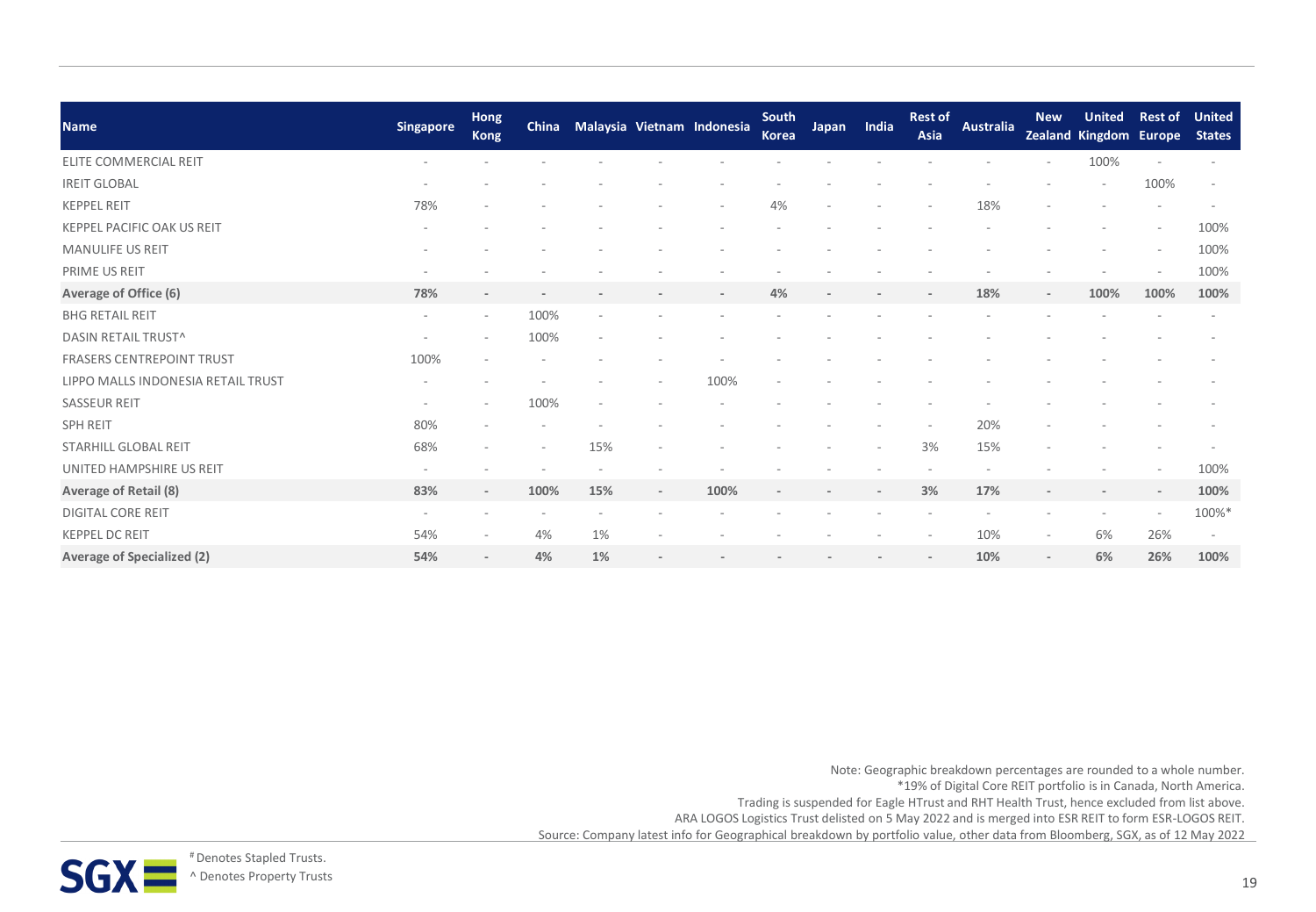| Name | Singapore | Hong Kong | China | Malaysia | Vietnam | Indonesia | South Korea | Japan | India | Rest of Asia | Australia | New Zealand | United Kingdom | Rest of Europe | United States |
|---|---|---|---|---|---|---|---|---|---|---|---|---|---|---|---|
| ELITE COMMERCIAL REIT | - | - | - | - | - | - | - | - | - | - | - | - | 100% | - | - |
| IREIT GLOBAL | - | - | - | - | - | - | - | - | - | - | - | - | - | 100% | - |
| KEPPEL REIT | 78% | - | - | - | - | - | 4% | - | - | - | 18% | - | - | - | - |
| KEPPEL PACIFIC OAK US REIT | - | - | - | - | - | - | - | - | - | - | - | - | - | - | 100% |
| MANULIFE US REIT | - | - | - | - | - | - | - | - | - | - | - | - | - | - | 100% |
| PRIME US REIT | - | - | - | - | - | - | - | - | - | - | - | - | - | - | 100% |
| **Average of Office (6)** | **78%** | **-** | **-** | **-** | **-** | **-** | **4%** | **-** | **-** | **-** | **18%** | **-** | **100%** | **100%** | **100%** |
| BHG RETAIL REIT | - | - | 100% | - | - | - | - | - | - | - | - | - | - | - | - |
| DASIN RETAIL TRUST^ | - | - | 100% | - | - | - | - | - | - | - | - | - | - | - | - |
| FRASERS CENTREPOINT TRUST | 100% | - | - | - | - | - | - | - | - | - | - | - | - | - | - |
| LIPPO MALLS INDONESIA RETAIL TRUST | - | - | - | - | - | 100% | - | - | - | - | - | - | - | - | - |
| SASSEUR REIT | - | - | 100% | - | - | - | - | - | - | - | - | - | - | - | - |
| SPH REIT | 80% | - | - | - | - | - | - | - | - | - | 20% | - | - | - | - |
| STARHILL GLOBAL REIT | 68% | - | - | 15% | - | - | - | - | - | 3% | 15% | - | - | - | - |
| UNITED HAMPSHIRE US REIT | - | - | - | - | - | - | - | - | - | - | - | - | - | - | 100% |
| **Average of Retail (8)** | **83%** | **-** | **100%** | **15%** | **-** | **100%** | **-** | **-** | **-** | **3%** | **17%** | **-** | **-** | **-** | **100%** |
| DIGITAL CORE REIT | - | - | - | - | - | - | - | - | - | - | - | - | - | - | 100%* |
| KEPPEL DC REIT | 54% | - | 4% | 1% | - | - | - | - | - | - | 10% | - | 6% | 26% | - |
| **Average of Specialized (2)** | **54%** | **-** | **4%** | **1%** | **-** | **-** | **-** | **-** | **-** | **-** | **10%** | **-** | **6%** | **26%** | **100%** |

Note: Geographic breakdown percentages are rounded to a whole number.
*19% of Digital Core REIT portfolio is in Canada, North America.
Trading is suspended for Eagle HTrust and RHT Health Trust, hence excluded from list above.
ARA LOGOS Logistics Trust delisted on 5 May 2022 and is merged into ESR REIT to form ESR-LOGOS REIT.
Source: Company latest info for Geographical breakdown by portfolio value, other data from Bloomberg, SGX, as of 12 May 2022

# Denotes Stapled Trusts.
^ Denotes Property Trusts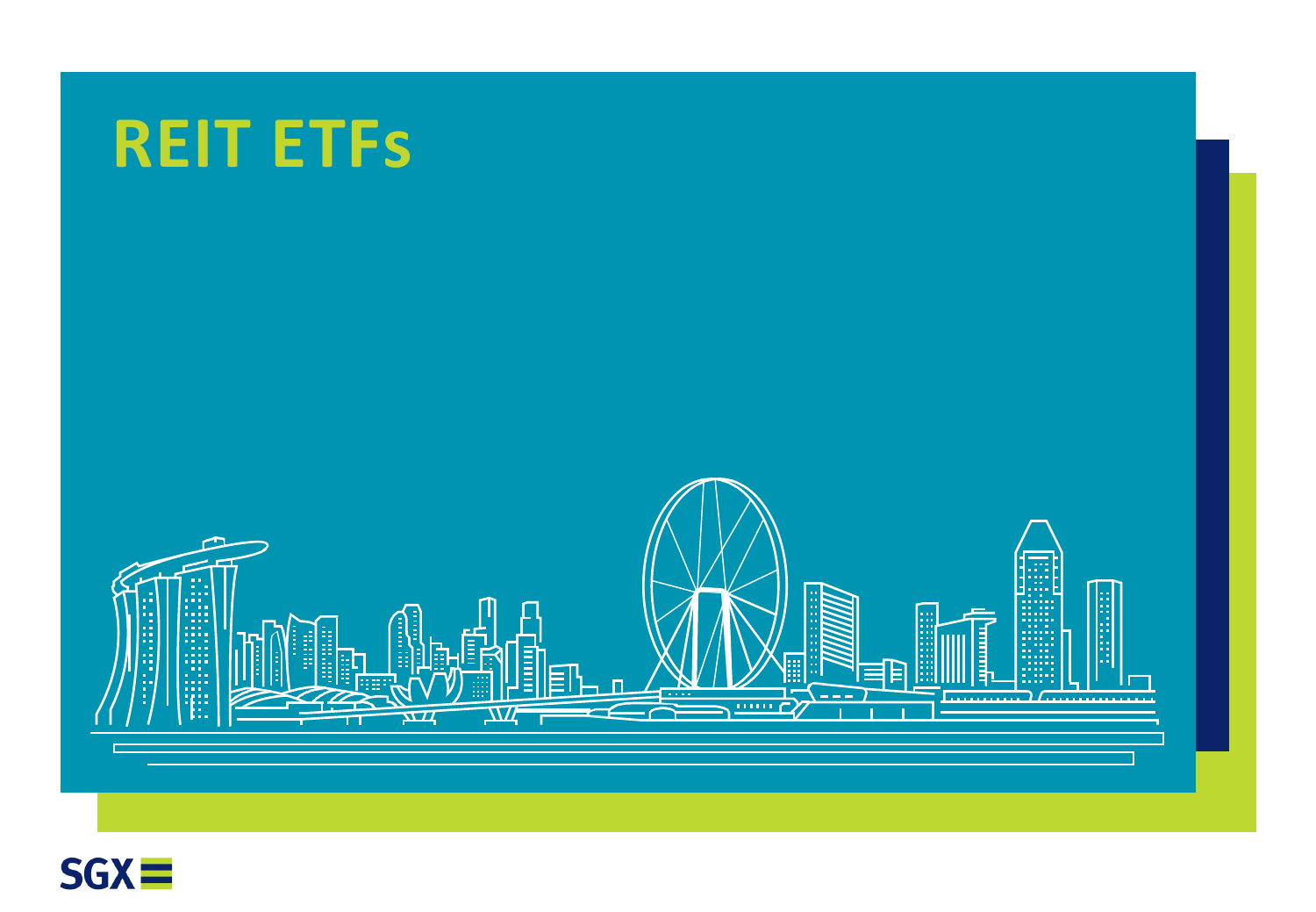# REIT ETFs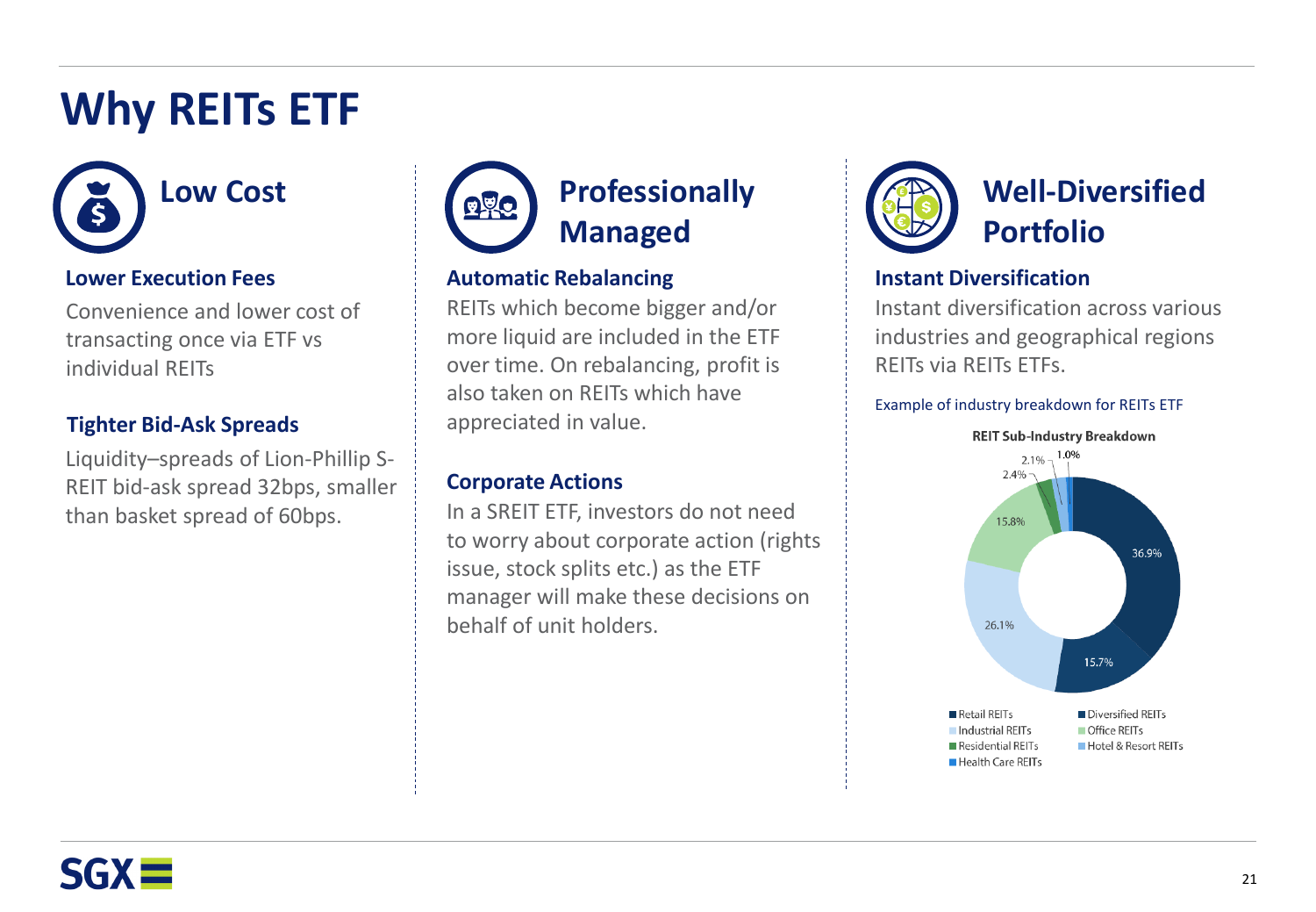# Why REITs ETF

## Low Cost

### Lower Execution Fees

Convenience and lower cost of transacting once via ETF vs individual REITs

### Tighter Bid-Ask Spreads

Liquidity–spreads of Lion-Phillip S-REIT bid-ask spread 32bps, smaller than basket spread of 60bps.

## Professionally Managed

### Automatic Rebalancing

REITs which become bigger and/or more liquid are included in the ETF over time. On rebalancing, profit is also taken on REITs which have appreciated in value.

### Corporate Actions

In a SREIT ETF, investors do not need to worry about corporate action (rights issue, stock splits etc.) as the ETF manager will make these decisions on behalf of unit holders.

## Well-Diversified Portfolio

### Instant Diversification

Instant diversification across various industries and geographical regions REITs via REITs ETFs.

Example of industry breakdown for REITs ETF

**REIT Sub-Industry Breakdown**

| Sub-Industry | Share |
|---|---|
| Retail REITs | 36.9% |
| Diversified REITs | 15.7% |
| Industrial REITs | 26.1% |
| Office REITs | 15.8% |
| Residential REITs | 2.4% |
| Hotel & Resort REITs | 2.1% |
| Health Care REITs | 1.0% |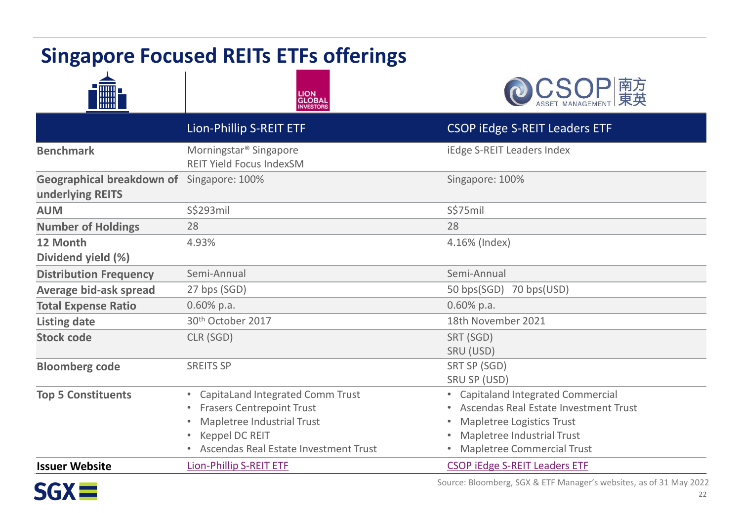# Singapore Focused REITs ETFs offerings

| | Lion-Phillip S-REIT ETF | CSOP iEdge S-REIT Leaders ETF |
|---|---|---|
| **Benchmark** | Morningstar® Singapore REIT Yield Focus IndexSM | iEdge S-REIT Leaders Index |
| **Geographical breakdown of underlying REITS** | Singapore: 100% | Singapore: 100% |
| **AUM** | S$293mil | S$75mil |
| **Number of Holdings** | 28 | 28 |
| **12 Month Dividend yield (%)** | 4.93% | 4.16% (Index) |
| **Distribution Frequency** | Semi-Annual | Semi-Annual |
| **Average bid-ask spread** | 27 bps (SGD) | 50 bps(SGD) 70 bps(USD) |
| **Total Expense Ratio** | 0.60% p.a. | 0.60% p.a. |
| **Listing date** | 30th October 2017 | 18th November 2021 |
| **Stock code** | CLR (SGD) | SRT (SGD)<br>SRU (USD) |
| **Bloomberg code** | SREITS SP | SRT SP (SGD)<br>SRU SP (USD) |
| **Top 5 Constituents** | • CapitaLand Integrated Comm Trust<br>• Frasers Centrepoint Trust<br>• Mapletree Industrial Trust<br>• Keppel DC REIT<br>• Ascendas Real Estate Investment Trust | • Capitaland Integrated Commercial<br>• Ascendas Real Estate Investment Trust<br>• Mapletree Logistics Trust<br>• Mapletree Industrial Trust<br>• Mapletree Commercial Trust |
| **Issuer Website** | Lion-Phillip S-REIT ETF | CSOP iEdge S-REIT Leaders ETF |

Source: Bloomberg, SGX & ETF Manager's websites, as of 31 May 2022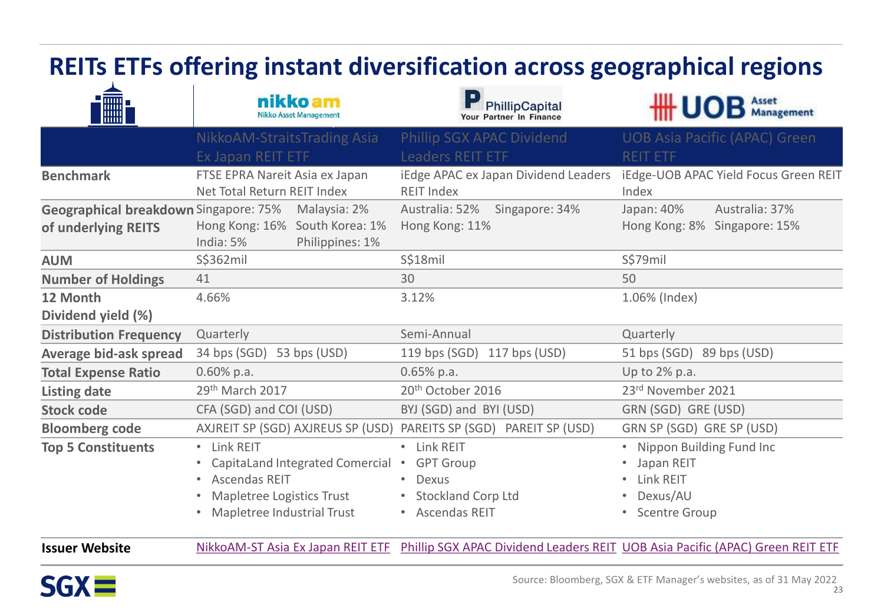# REITs ETFs offering instant diversification across geographical regions

| | Nikko AM (Nikko Asset Management) | PhillipCapital (Your Partner In Finance) | UOB Asset Management |
|---|---|---|---|
| | NikkoAM-StraitsTrading Asia Ex Japan REIT ETF | Phillip SGX APAC Dividend Leaders REIT ETF | UOB Asia Pacific (APAC) Green REIT ETF |
| **Benchmark** | FTSE EPRA Nareit Asia ex Japan Net Total Return REIT Index | iEdge APAC ex Japan Dividend Leaders REIT Index | iEdge-UOB APAC Yield Focus Green REIT Index |
| **Geographical breakdown of underlying REITS** | Singapore: 75% Malaysia: 2% Hong Kong: 16% South Korea: 1% India: 5% Philippines: 1% | Australia: 52% Singapore: 34% Hong Kong: 11% | Japan: 40% Australia: 37% Hong Kong: 8% Singapore: 15% |
| **AUM** | S$362mil | S$18mil | S$79mil |
| **Number of Holdings** | 41 | 30 | 50 |
| **12 Month Dividend yield (%)** | 4.66% | 3.12% | 1.06% (Index) |
| **Distribution Frequency** | Quarterly | Semi-Annual | Quarterly |
| **Average bid-ask spread** | 34 bps (SGD) 53 bps (USD) | 119 bps (SGD) 117 bps (USD) | 51 bps (SGD) 89 bps (USD) |
| **Total Expense Ratio** | 0.60% p.a. | 0.65% p.a. | Up to 2% p.a. |
| **Listing date** | 29th March 2017 | 20th October 2016 | 23rd November 2021 |
| **Stock code** | CFA (SGD) and COI (USD) | BYJ (SGD) and BYI (USD) | GRN (SGD) GRE (USD) |
| **Bloomberg code** | AXJREIT SP (SGD) AXJREUS SP (USD) | PAREITS SP (SGD) PAREIT SP (USD) | GRN SP (SGD) GRE SP (USD) |
| **Top 5 Constituents** | • Link REIT<br>• CapitaLand Integrated Comercial<br>• Ascendas REIT<br>• Mapletree Logistics Trust<br>• Mapletree Industrial Trust | • Link REIT<br>• GPT Group<br>• Dexus<br>• Stockland Corp Ltd<br>• Ascendas REIT | • Nippon Building Fund Inc<br>• Japan REIT<br>• Link REIT<br>• Dexus/AU<br>• Scentre Group |
| **Issuer Website** | NikkoAM-ST Asia Ex Japan REIT ETF | Phillip SGX APAC Dividend Leaders REIT | UOB Asia Pacific (APAC) Green REIT ETF |

Source: Bloomberg, SGX & ETF Manager's websites, as of 31 May 2022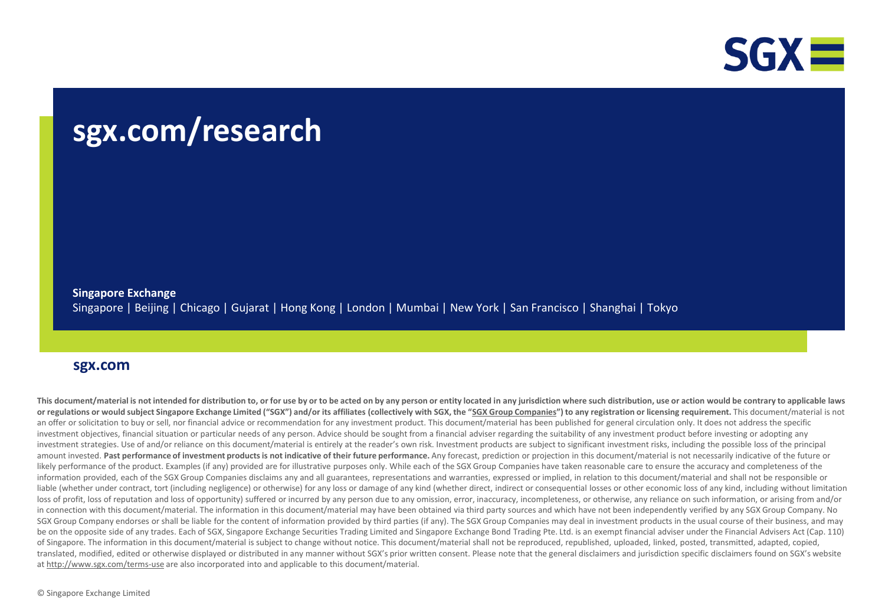# sgx.com/research

**Singapore Exchange**

Singapore | Beijing | Chicago | Gujarat | Hong Kong | London | Mumbai | New York | San Francisco | Shanghai | Tokyo

**sgx.com**

**This document/material is not intended for distribution to, or for use by or to be acted on by any person or entity located in any jurisdiction where such distribution, use or action would be contrary to applicable laws or regulations or would subject Singapore Exchange Limited ("SGX") and/or its affiliates (collectively with SGX, the "SGX Group Companies") to any registration or licensing requirement.** This document/material is not an offer or solicitation to buy or sell, nor financial advice or recommendation for any investment product. This document/material has been published for general circulation only. It does not address the specific investment objectives, financial situation or particular needs of any person. Advice should be sought from a financial adviser regarding the suitability of any investment product before investing or adopting any investment strategies. Use of and/or reliance on this document/material is entirely at the reader's own risk. Investment products are subject to significant investment risks, including the possible loss of the principal amount invested. **Past performance of investment products is not indicative of their future performance.** Any forecast, prediction or projection in this document/material is not necessarily indicative of the future or likely performance of the product. Examples (if any) provided are for illustrative purposes only. While each of the SGX Group Companies have taken reasonable care to ensure the accuracy and completeness of the information provided, each of the SGX Group Companies disclaims any and all guarantees, representations and warranties, expressed or implied, in relation to this document/material and shall not be responsible or liable (whether under contract, tort (including negligence) or otherwise) for any loss or damage of any kind (whether direct, indirect or consequential losses or other economic loss of any kind, including without limitation loss of profit, loss of reputation and loss of opportunity) suffered or incurred by any person due to any omission, error, inaccuracy, incompleteness, or otherwise, any reliance on such information, or arising from and/or in connection with this document/material. The information in this document/material may have been obtained via third party sources and which have not been independently verified by any SGX Group Company. No SGX Group Company endorses or shall be liable for the content of information provided by third parties (if any). The SGX Group Companies may deal in investment products in the usual course of their business, and may be on the opposite side of any trades. Each of SGX, Singapore Exchange Securities Trading Limited and Singapore Exchange Bond Trading Pte. Ltd. is an exempt financial adviser under the Financial Advisers Act (Cap. 110) of Singapore. The information in this document/material is subject to change without notice. This document/material shall not be reproduced, republished, uploaded, linked, posted, transmitted, adapted, copied, translated, modified, edited or otherwise displayed or distributed in any manner without SGX's prior written consent. Please note that the general disclaimers and jurisdiction specific disclaimers found on SGX's website at http://www.sgx.com/terms-use are also incorporated into and applicable to this document/material.

© Singapore Exchange Limited